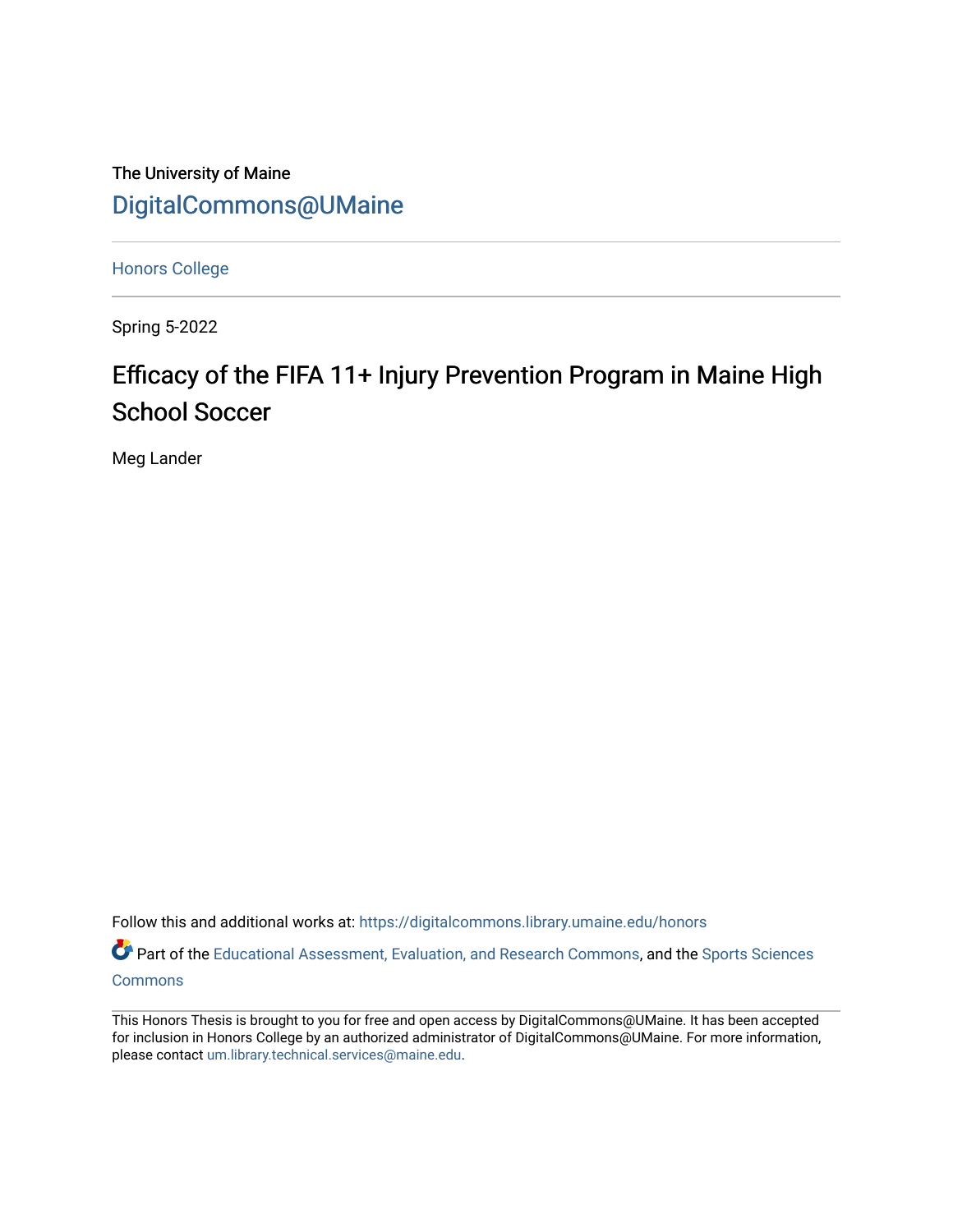The University of Maine

DigitalCommons@UMaine

Honors College

Spring 5-2022

# Efficacy of the FIFA 11+ Injury Prevention Program in Maine High School Soccer

Meg Lander

Follow this and additional works at: https://digitalcommons.library.umaine.edu/honors

Part of the Educational Assessment, Evaluation, and Research Commons, and the Sports Sciences Commons

This Honors Thesis is brought to you for free and open access by DigitalCommons@UMaine. It has been accepted for inclusion in Honors College by an authorized administrator of DigitalCommons@UMaine. For more information, please contact um.library.technical.services@maine.edu.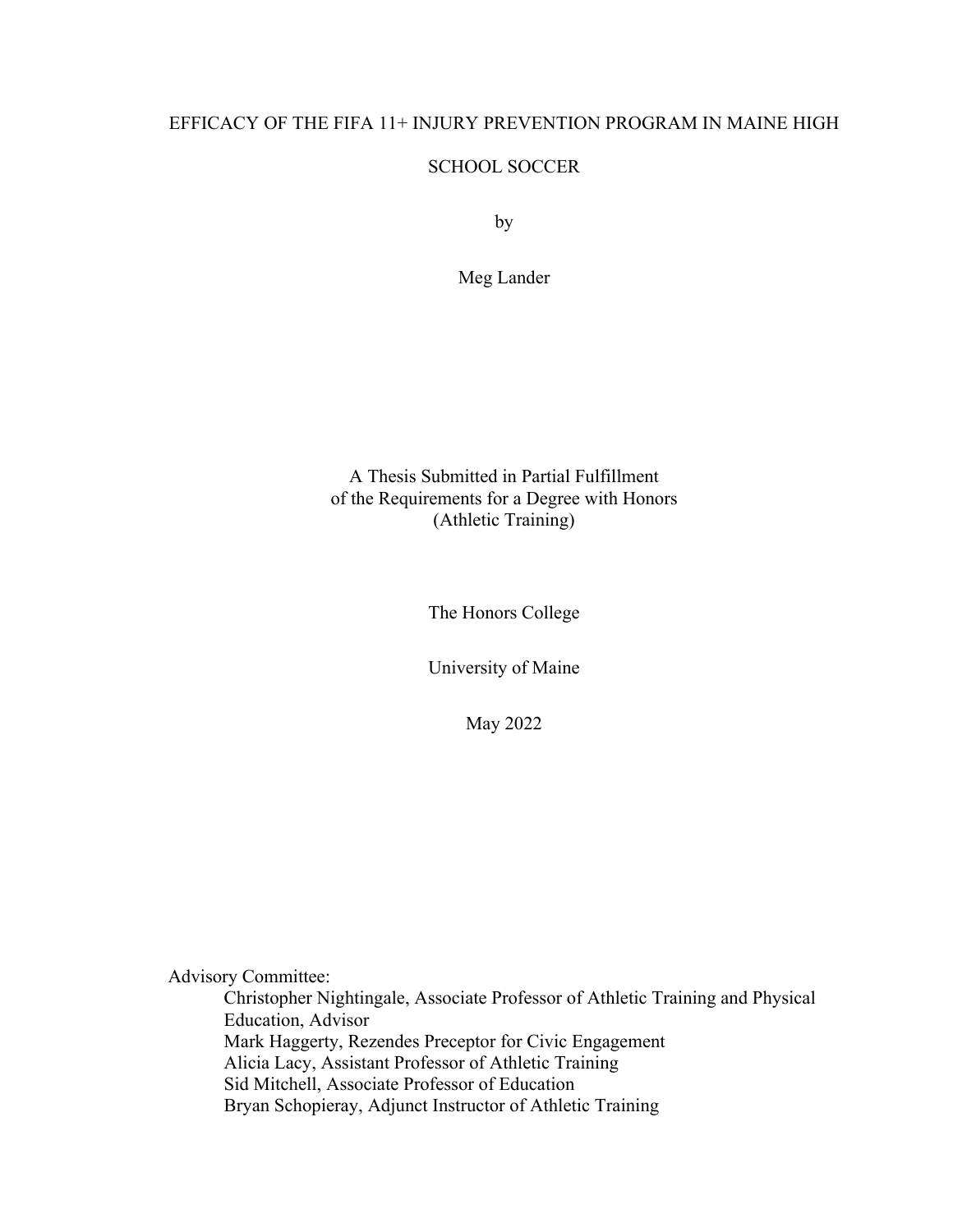# EFFICACY OF THE FIFA 11+ INJURY PREVENTION PROGRAM IN MAINE HIGH SCHOOL SOCCER

by

Meg Lander

A Thesis Submitted in Partial Fulfillment
of the Requirements for a Degree with Honors
(Athletic Training)

The Honors College

University of Maine

May 2022

Advisory Committee:

- Christopher Nightingale, Associate Professor of Athletic Training and Physical Education, Advisor
- Mark Haggerty, Rezendes Preceptor for Civic Engagement
- Alicia Lacy, Assistant Professor of Athletic Training
- Sid Mitchell, Associate Professor of Education
- Bryan Schopieray, Adjunct Instructor of Athletic Training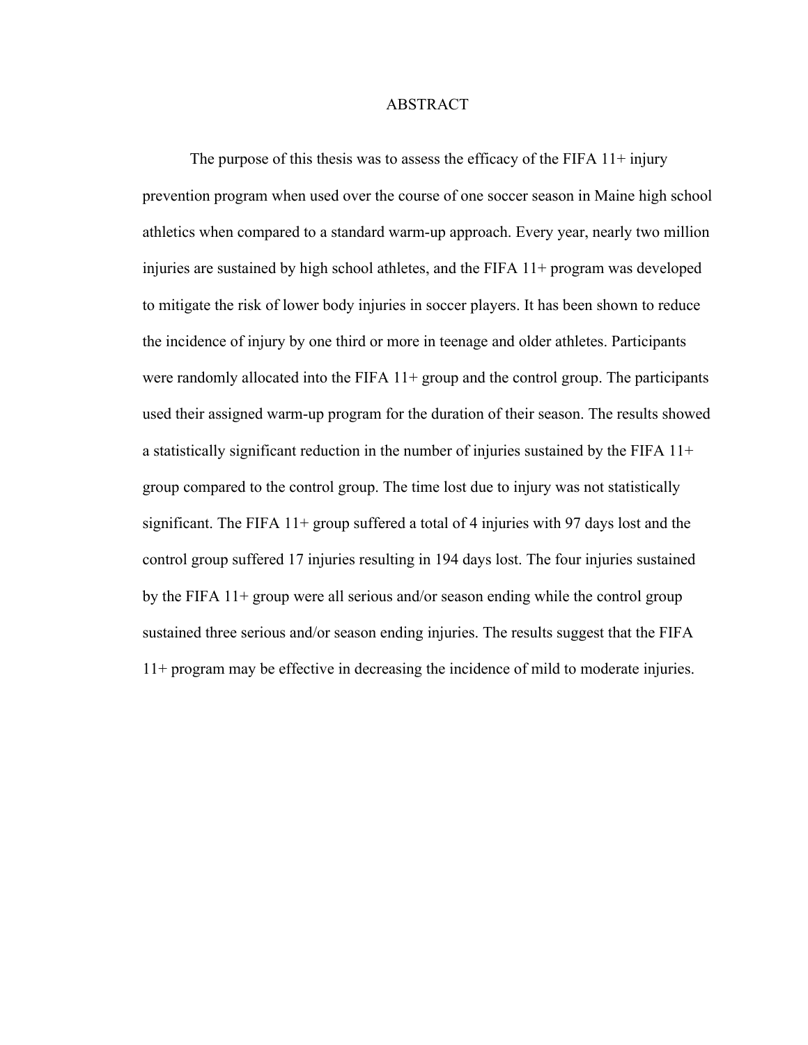# ABSTRACT

The purpose of this thesis was to assess the efficacy of the FIFA 11+ injury prevention program when used over the course of one soccer season in Maine high school athletics when compared to a standard warm-up approach. Every year, nearly two million injuries are sustained by high school athletes, and the FIFA 11+ program was developed to mitigate the risk of lower body injuries in soccer players. It has been shown to reduce the incidence of injury by one third or more in teenage and older athletes. Participants were randomly allocated into the FIFA 11+ group and the control group. The participants used their assigned warm-up program for the duration of their season. The results showed a statistically significant reduction in the number of injuries sustained by the FIFA 11+ group compared to the control group. The time lost due to injury was not statistically significant. The FIFA 11+ group suffered a total of 4 injuries with 97 days lost and the control group suffered 17 injuries resulting in 194 days lost. The four injuries sustained by the FIFA 11+ group were all serious and/or season ending while the control group sustained three serious and/or season ending injuries. The results suggest that the FIFA 11+ program may be effective in decreasing the incidence of mild to moderate injuries.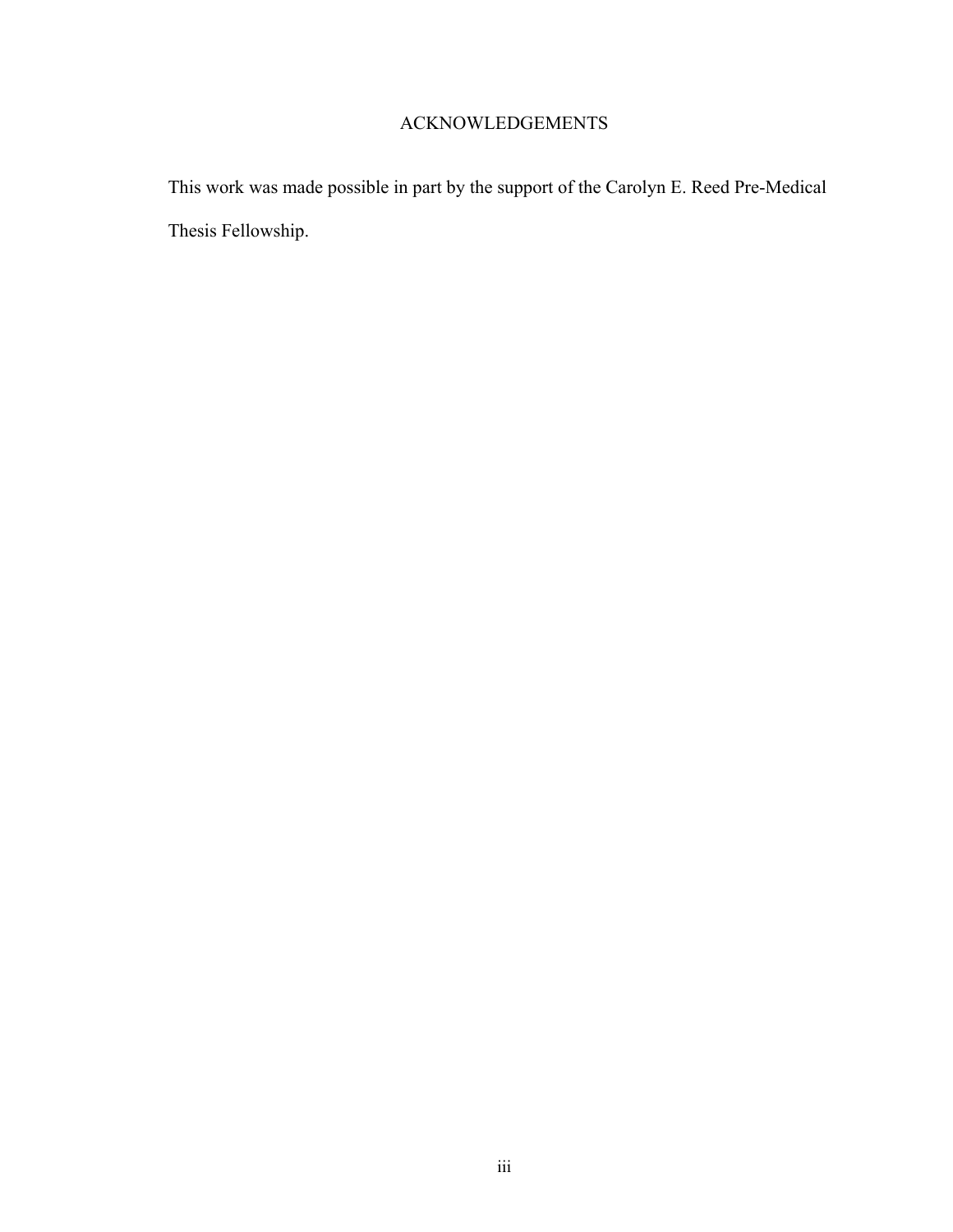# ACKNOWLEDGEMENTS

This work was made possible in part by the support of the Carolyn E. Reed Pre-Medical Thesis Fellowship.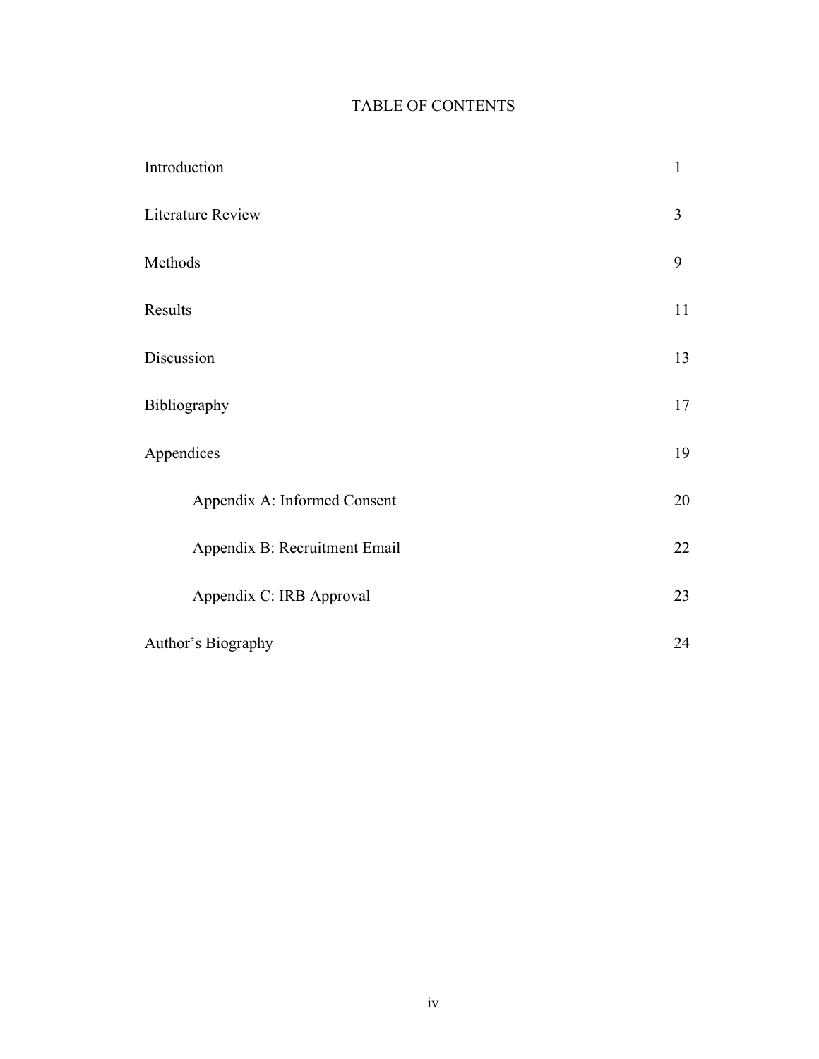# TABLE OF CONTENTS

| | |
|---|---|
| Introduction | 1 |
| Literature Review | 3 |
| Methods | 9 |
| Results | 11 |
| Discussion | 13 |
| Bibliography | 17 |
| Appendices | 19 |
| Appendix A: Informed Consent | 20 |
| Appendix B: Recruitment Email | 22 |
| Appendix C: IRB Approval | 23 |
| Author's Biography | 24 |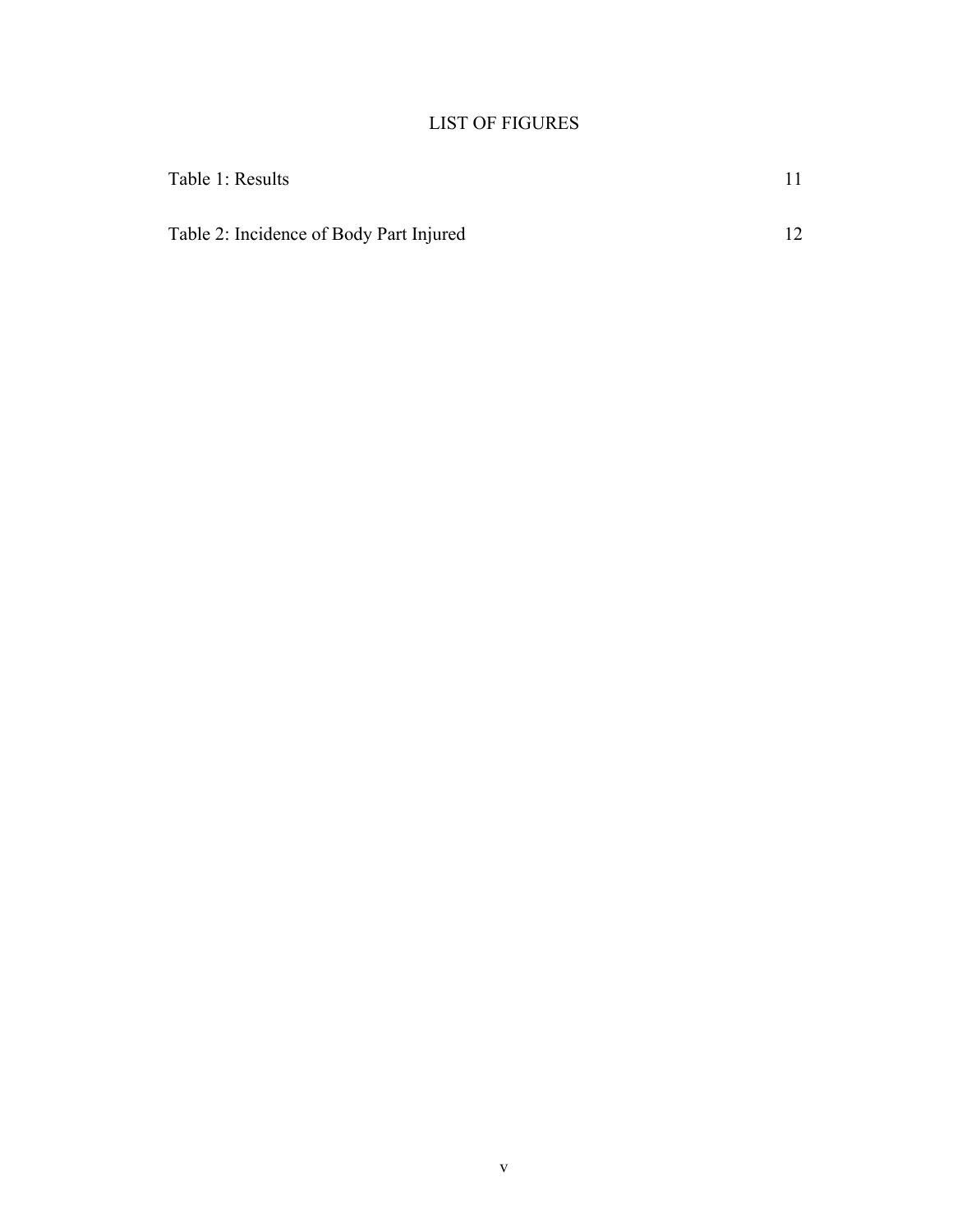# LIST OF FIGURES

| | |
|---|---|
| Table 1: Results | 11 |
| Table 2: Incidence of Body Part Injured | 12 |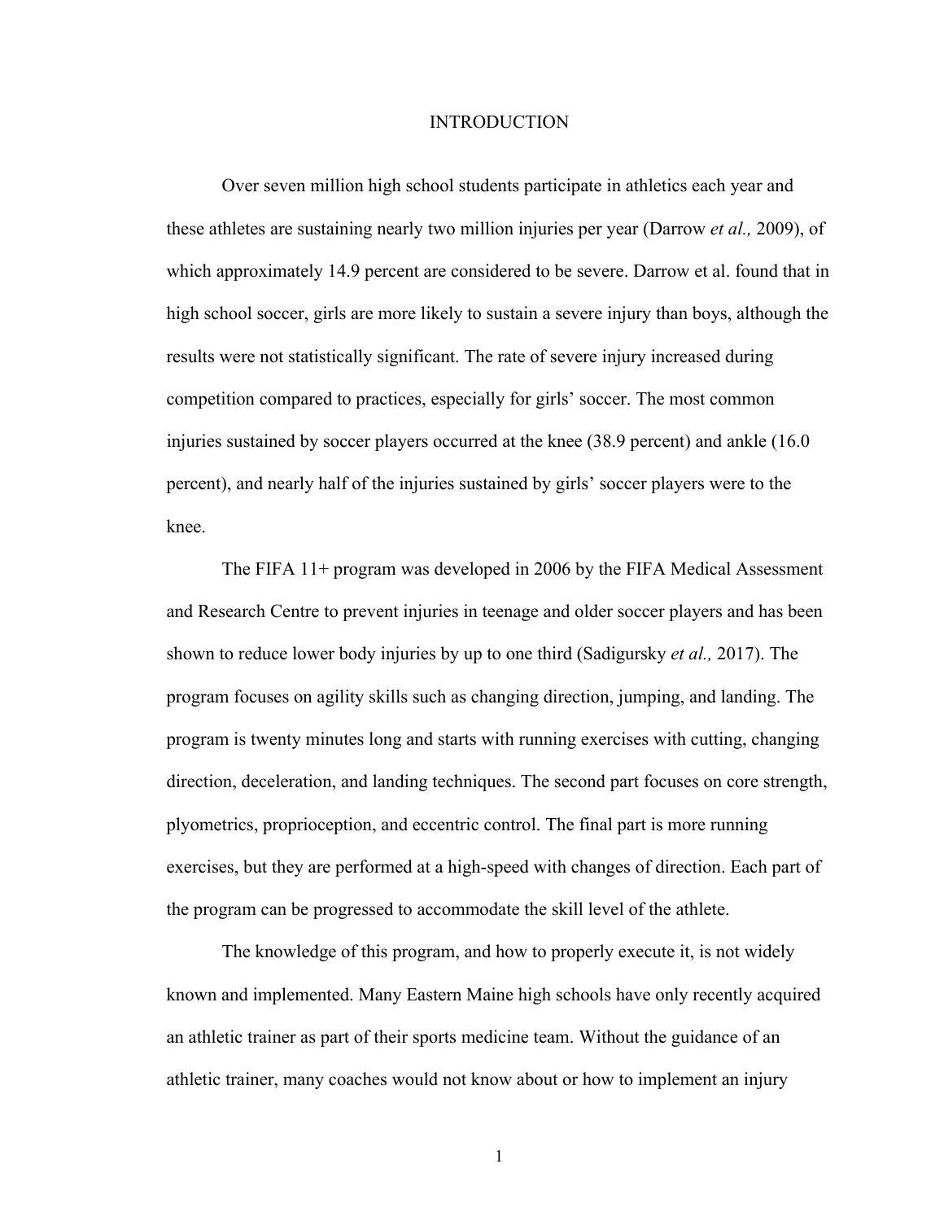# INTRODUCTION

Over seven million high school students participate in athletics each year and these athletes are sustaining nearly two million injuries per year (Darrow *et al.,* 2009), of which approximately 14.9 percent are considered to be severe. Darrow et al. found that in high school soccer, girls are more likely to sustain a severe injury than boys, although the results were not statistically significant. The rate of severe injury increased during competition compared to practices, especially for girls' soccer. The most common injuries sustained by soccer players occurred at the knee (38.9 percent) and ankle (16.0 percent), and nearly half of the injuries sustained by girls' soccer players were to the knee.

The FIFA 11+ program was developed in 2006 by the FIFA Medical Assessment and Research Centre to prevent injuries in teenage and older soccer players and has been shown to reduce lower body injuries by up to one third (Sadigursky *et al.,* 2017). The program focuses on agility skills such as changing direction, jumping, and landing. The program is twenty minutes long and starts with running exercises with cutting, changing direction, deceleration, and landing techniques. The second part focuses on core strength, plyometrics, proprioception, and eccentric control. The final part is more running exercises, but they are performed at a high-speed with changes of direction. Each part of the program can be progressed to accommodate the skill level of the athlete.

The knowledge of this program, and how to properly execute it, is not widely known and implemented. Many Eastern Maine high schools have only recently acquired an athletic trainer as part of their sports medicine team. Without the guidance of an athletic trainer, many coaches would not know about or how to implement an injury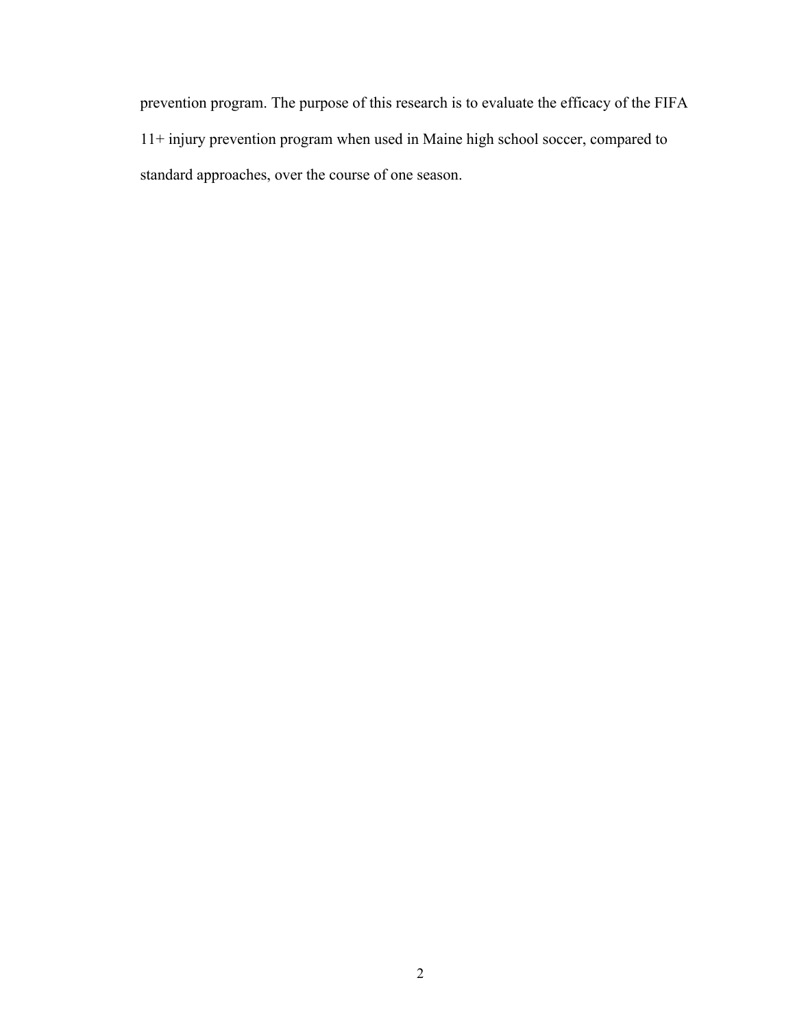prevention program. The purpose of this research is to evaluate the efficacy of the FIFA 11+ injury prevention program when used in Maine high school soccer, compared to standard approaches, over the course of one season.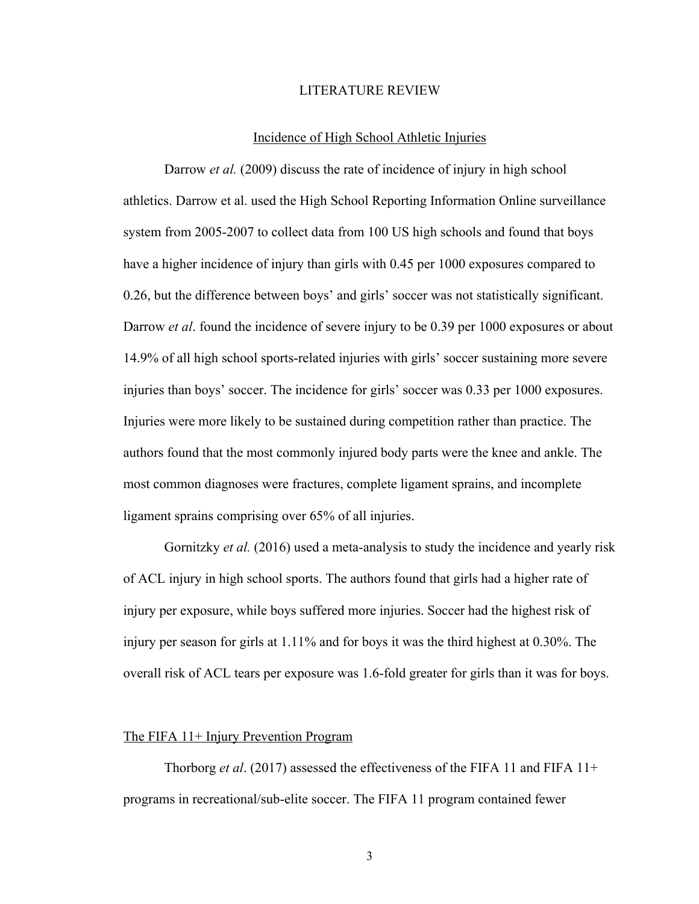# LITERATURE REVIEW

## Incidence of High School Athletic Injuries

Darrow *et al.* (2009) discuss the rate of incidence of injury in high school athletics. Darrow et al. used the High School Reporting Information Online surveillance system from 2005-2007 to collect data from 100 US high schools and found that boys have a higher incidence of injury than girls with 0.45 per 1000 exposures compared to 0.26, but the difference between boys' and girls' soccer was not statistically significant. Darrow *et al*. found the incidence of severe injury to be 0.39 per 1000 exposures or about 14.9% of all high school sports-related injuries with girls' soccer sustaining more severe injuries than boys' soccer. The incidence for girls' soccer was 0.33 per 1000 exposures. Injuries were more likely to be sustained during competition rather than practice. The authors found that the most commonly injured body parts were the knee and ankle. The most common diagnoses were fractures, complete ligament sprains, and incomplete ligament sprains comprising over 65% of all injuries.

Gornitzky *et al.* (2016) used a meta-analysis to study the incidence and yearly risk of ACL injury in high school sports. The authors found that girls had a higher rate of injury per exposure, while boys suffered more injuries. Soccer had the highest risk of injury per season for girls at 1.11% and for boys it was the third highest at 0.30%. The overall risk of ACL tears per exposure was 1.6-fold greater for girls than it was for boys.

### The FIFA 11+ Injury Prevention Program

Thorborg *et al*. (2017) assessed the effectiveness of the FIFA 11 and FIFA 11+ programs in recreational/sub-elite soccer. The FIFA 11 program contained fewer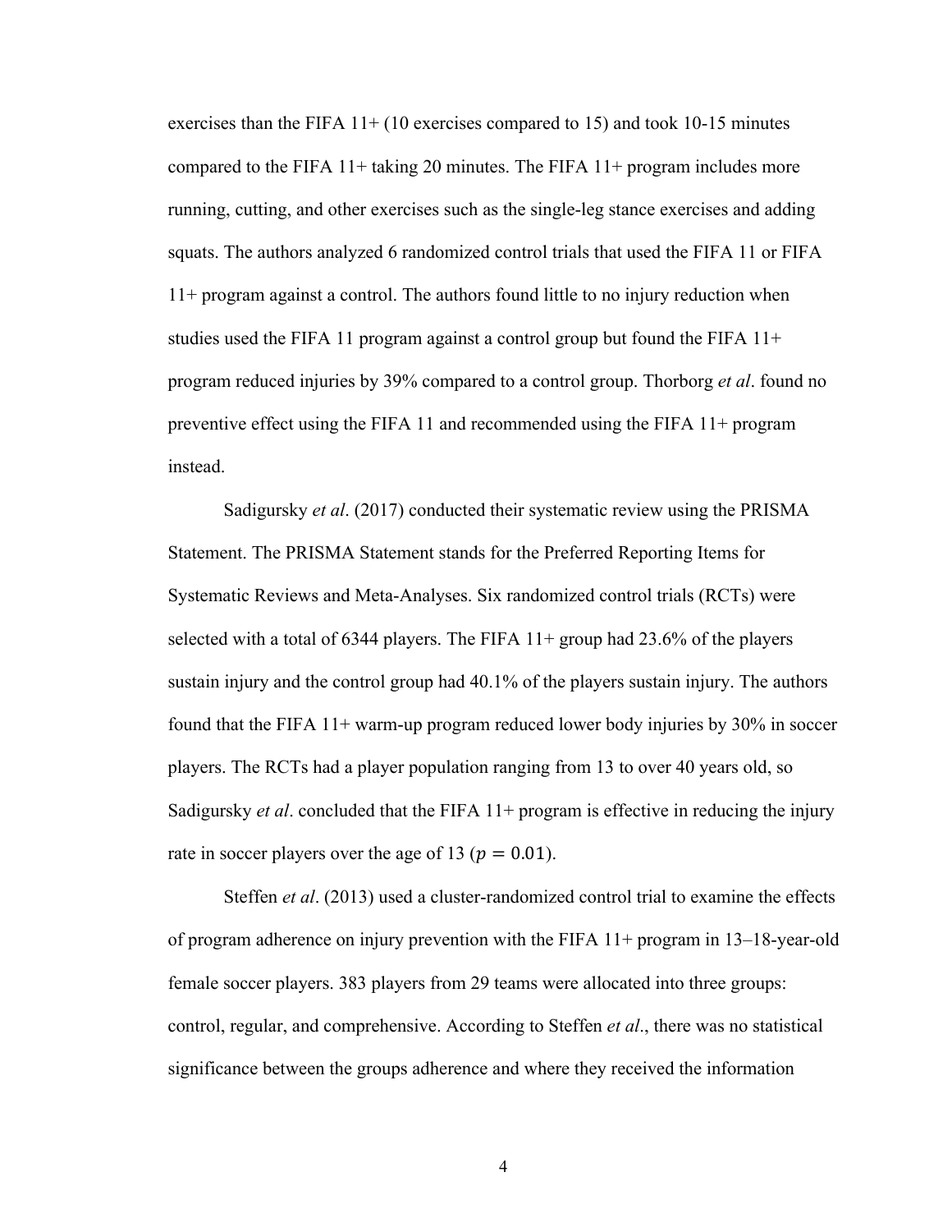exercises than the FIFA 11+ (10 exercises compared to 15) and took 10-15 minutes compared to the FIFA 11+ taking 20 minutes. The FIFA 11+ program includes more running, cutting, and other exercises such as the single-leg stance exercises and adding squats. The authors analyzed 6 randomized control trials that used the FIFA 11 or FIFA 11+ program against a control. The authors found little to no injury reduction when studies used the FIFA 11 program against a control group but found the FIFA 11+ program reduced injuries by 39% compared to a control group. Thorborg *et al*. found no preventive effect using the FIFA 11 and recommended using the FIFA 11+ program instead.

Sadigursky *et al*. (2017) conducted their systematic review using the PRISMA Statement. The PRISMA Statement stands for the Preferred Reporting Items for Systematic Reviews and Meta-Analyses. Six randomized control trials (RCTs) were selected with a total of 6344 players. The FIFA 11+ group had 23.6% of the players sustain injury and the control group had 40.1% of the players sustain injury. The authors found that the FIFA 11+ warm-up program reduced lower body injuries by 30% in soccer players. The RCTs had a player population ranging from 13 to over 40 years old, so Sadigursky *et al*. concluded that the FIFA 11+ program is effective in reducing the injury rate in soccer players over the age of 13 ($p = 0.01$).

Steffen *et al*. (2013) used a cluster-randomized control trial to examine the effects of program adherence on injury prevention with the FIFA 11+ program in 13–18-year-old female soccer players. 383 players from 29 teams were allocated into three groups: control, regular, and comprehensive. According to Steffen *et al*., there was no statistical significance between the groups adherence and where they received the information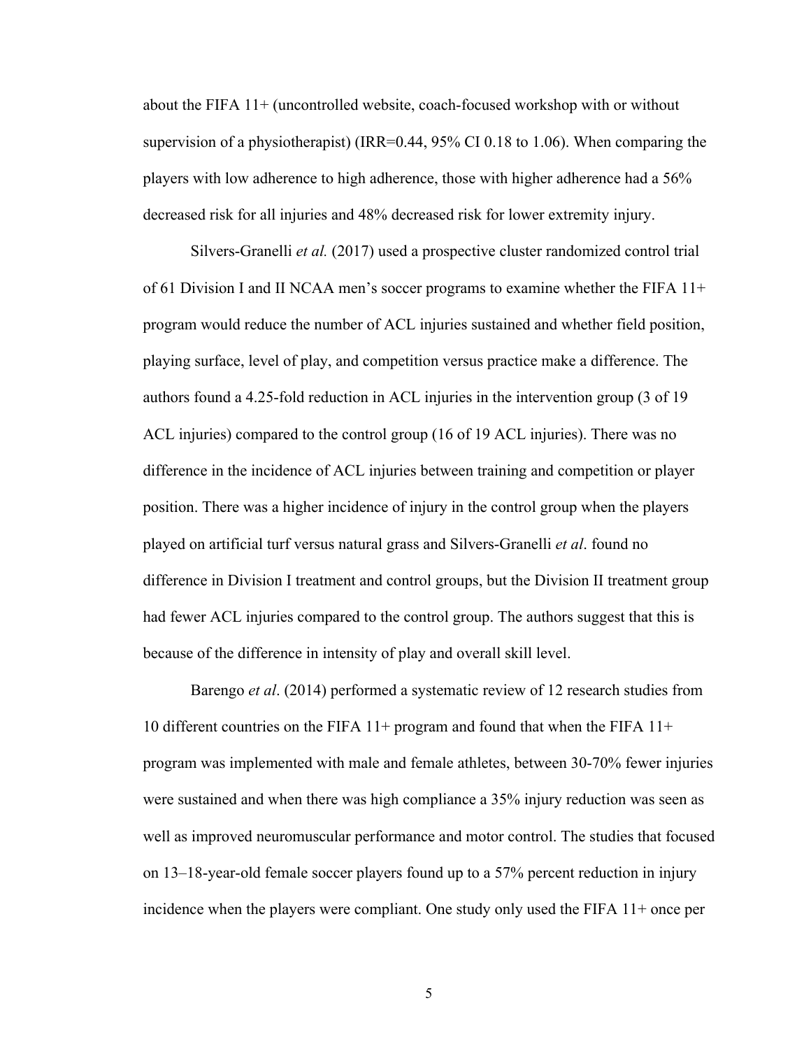about the FIFA 11+ (uncontrolled website, coach-focused workshop with or without supervision of a physiotherapist) (IRR=0.44, 95% CI 0.18 to 1.06). When comparing the players with low adherence to high adherence, those with higher adherence had a 56% decreased risk for all injuries and 48% decreased risk for lower extremity injury.

Silvers-Granelli *et al.* (2017) used a prospective cluster randomized control trial of 61 Division I and II NCAA men's soccer programs to examine whether the FIFA 11+ program would reduce the number of ACL injuries sustained and whether field position, playing surface, level of play, and competition versus practice make a difference. The authors found a 4.25-fold reduction in ACL injuries in the intervention group (3 of 19 ACL injuries) compared to the control group (16 of 19 ACL injuries). There was no difference in the incidence of ACL injuries between training and competition or player position. There was a higher incidence of injury in the control group when the players played on artificial turf versus natural grass and Silvers-Granelli *et al*. found no difference in Division I treatment and control groups, but the Division II treatment group had fewer ACL injuries compared to the control group. The authors suggest that this is because of the difference in intensity of play and overall skill level.

Barengo *et al*. (2014) performed a systematic review of 12 research studies from 10 different countries on the FIFA 11+ program and found that when the FIFA 11+ program was implemented with male and female athletes, between 30-70% fewer injuries were sustained and when there was high compliance a 35% injury reduction was seen as well as improved neuromuscular performance and motor control. The studies that focused on 13–18-year-old female soccer players found up to a 57% percent reduction in injury incidence when the players were compliant. One study only used the FIFA 11+ once per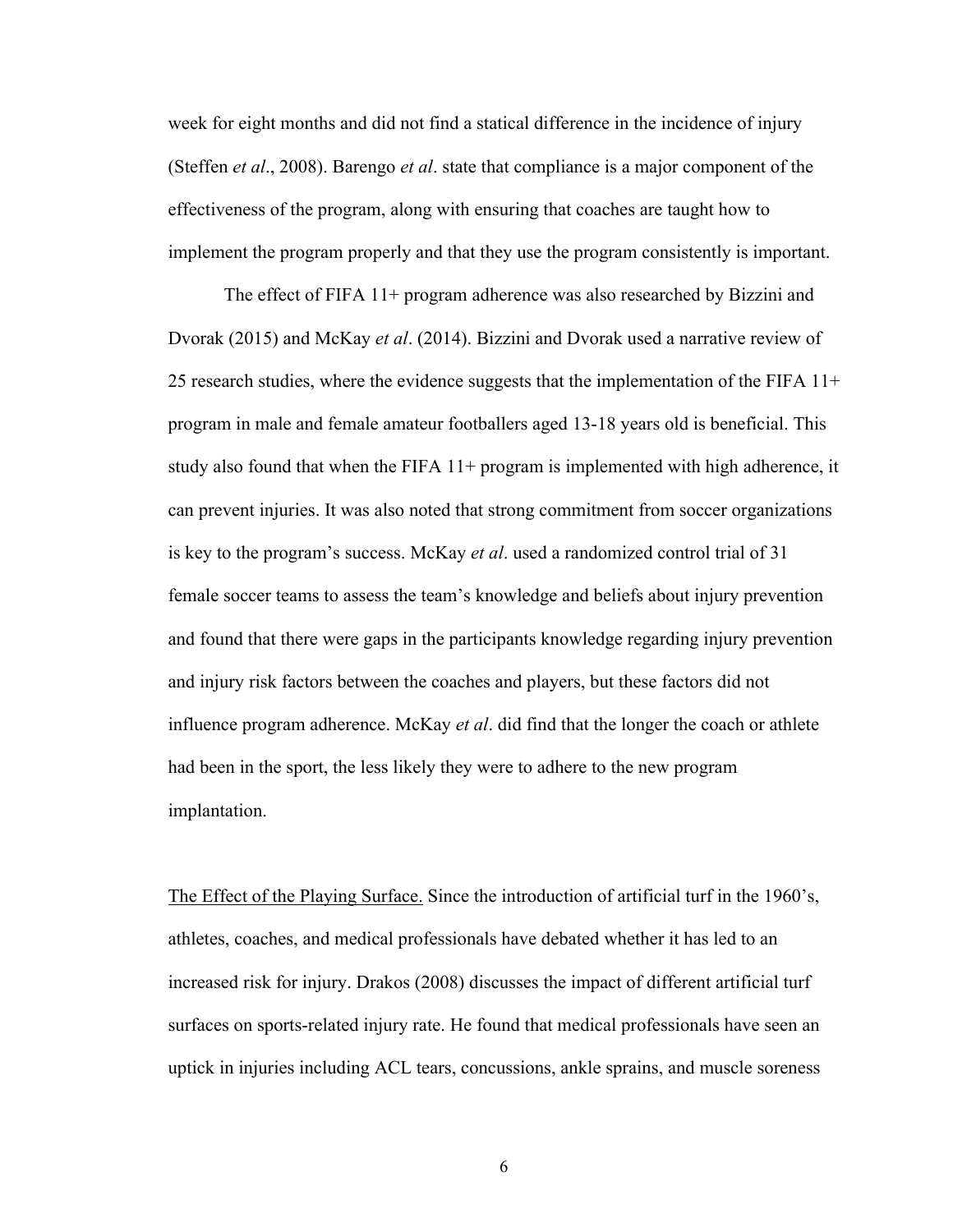week for eight months and did not find a statical difference in the incidence of injury (Steffen *et al*., 2008). Barengo *et al*. state that compliance is a major component of the effectiveness of the program, along with ensuring that coaches are taught how to implement the program properly and that they use the program consistently is important.

The effect of FIFA 11+ program adherence was also researched by Bizzini and Dvorak (2015) and McKay *et al*. (2014). Bizzini and Dvorak used a narrative review of 25 research studies, where the evidence suggests that the implementation of the FIFA 11+ program in male and female amateur footballers aged 13-18 years old is beneficial. This study also found that when the FIFA 11+ program is implemented with high adherence, it can prevent injuries. It was also noted that strong commitment from soccer organizations is key to the program's success. McKay *et al*. used a randomized control trial of 31 female soccer teams to assess the team's knowledge and beliefs about injury prevention and found that there were gaps in the participants knowledge regarding injury prevention and injury risk factors between the coaches and players, but these factors did not influence program adherence. McKay *et al*. did find that the longer the coach or athlete had been in the sport, the less likely they were to adhere to the new program implantation.

<u>The Effect of the Playing Surface.</u> Since the introduction of artificial turf in the 1960's, athletes, coaches, and medical professionals have debated whether it has led to an increased risk for injury. Drakos (2008) discusses the impact of different artificial turf surfaces on sports-related injury rate. He found that medical professionals have seen an uptick in injuries including ACL tears, concussions, ankle sprains, and muscle soreness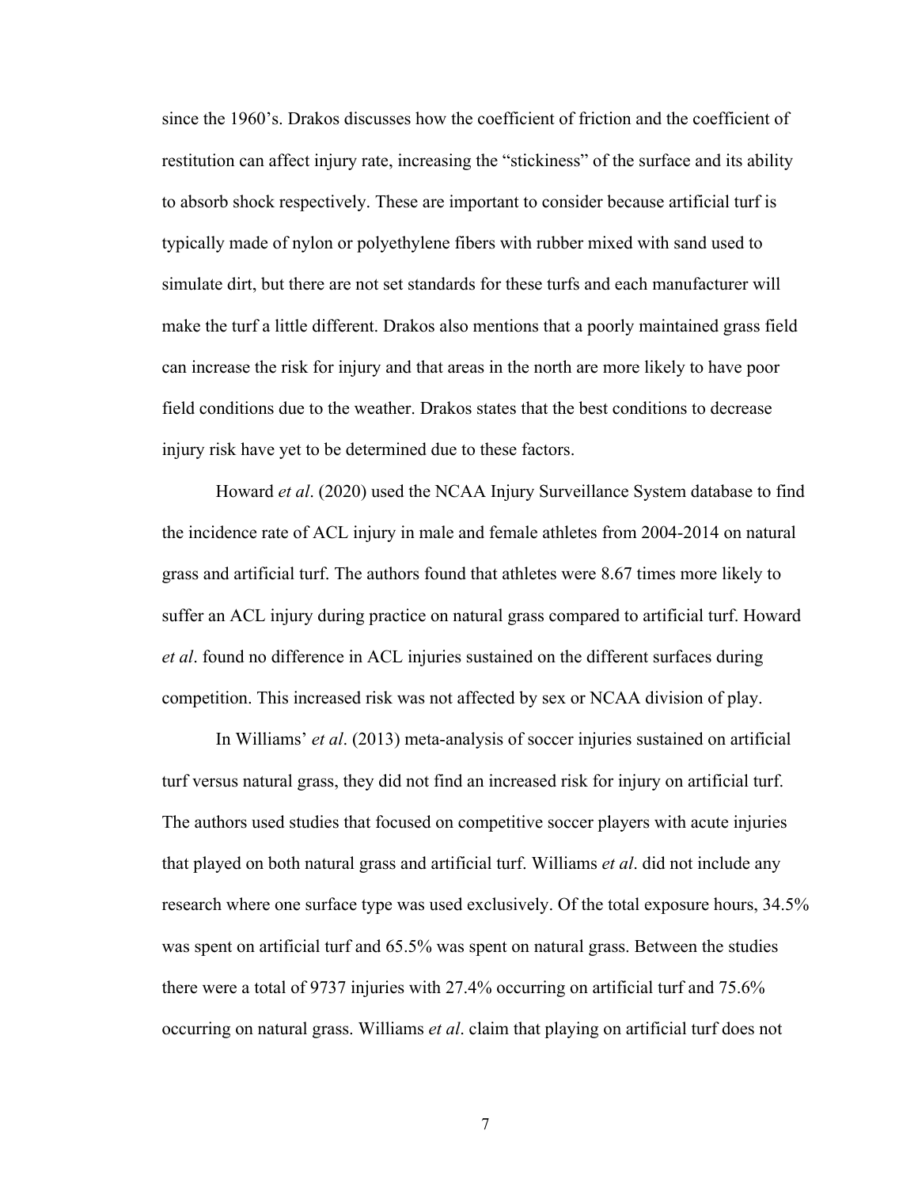since the 1960's. Drakos discusses how the coefficient of friction and the coefficient of restitution can affect injury rate, increasing the "stickiness" of the surface and its ability to absorb shock respectively. These are important to consider because artificial turf is typically made of nylon or polyethylene fibers with rubber mixed with sand used to simulate dirt, but there are not set standards for these turfs and each manufacturer will make the turf a little different. Drakos also mentions that a poorly maintained grass field can increase the risk for injury and that areas in the north are more likely to have poor field conditions due to the weather. Drakos states that the best conditions to decrease injury risk have yet to be determined due to these factors.

Howard *et al*. (2020) used the NCAA Injury Surveillance System database to find the incidence rate of ACL injury in male and female athletes from 2004-2014 on natural grass and artificial turf. The authors found that athletes were 8.67 times more likely to suffer an ACL injury during practice on natural grass compared to artificial turf. Howard *et al*. found no difference in ACL injuries sustained on the different surfaces during competition. This increased risk was not affected by sex or NCAA division of play.

In Williams' *et al*. (2013) meta-analysis of soccer injuries sustained on artificial turf versus natural grass, they did not find an increased risk for injury on artificial turf. The authors used studies that focused on competitive soccer players with acute injuries that played on both natural grass and artificial turf. Williams *et al*. did not include any research where one surface type was used exclusively. Of the total exposure hours, 34.5% was spent on artificial turf and 65.5% was spent on natural grass. Between the studies there were a total of 9737 injuries with 27.4% occurring on artificial turf and 75.6% occurring on natural grass. Williams *et al*. claim that playing on artificial turf does not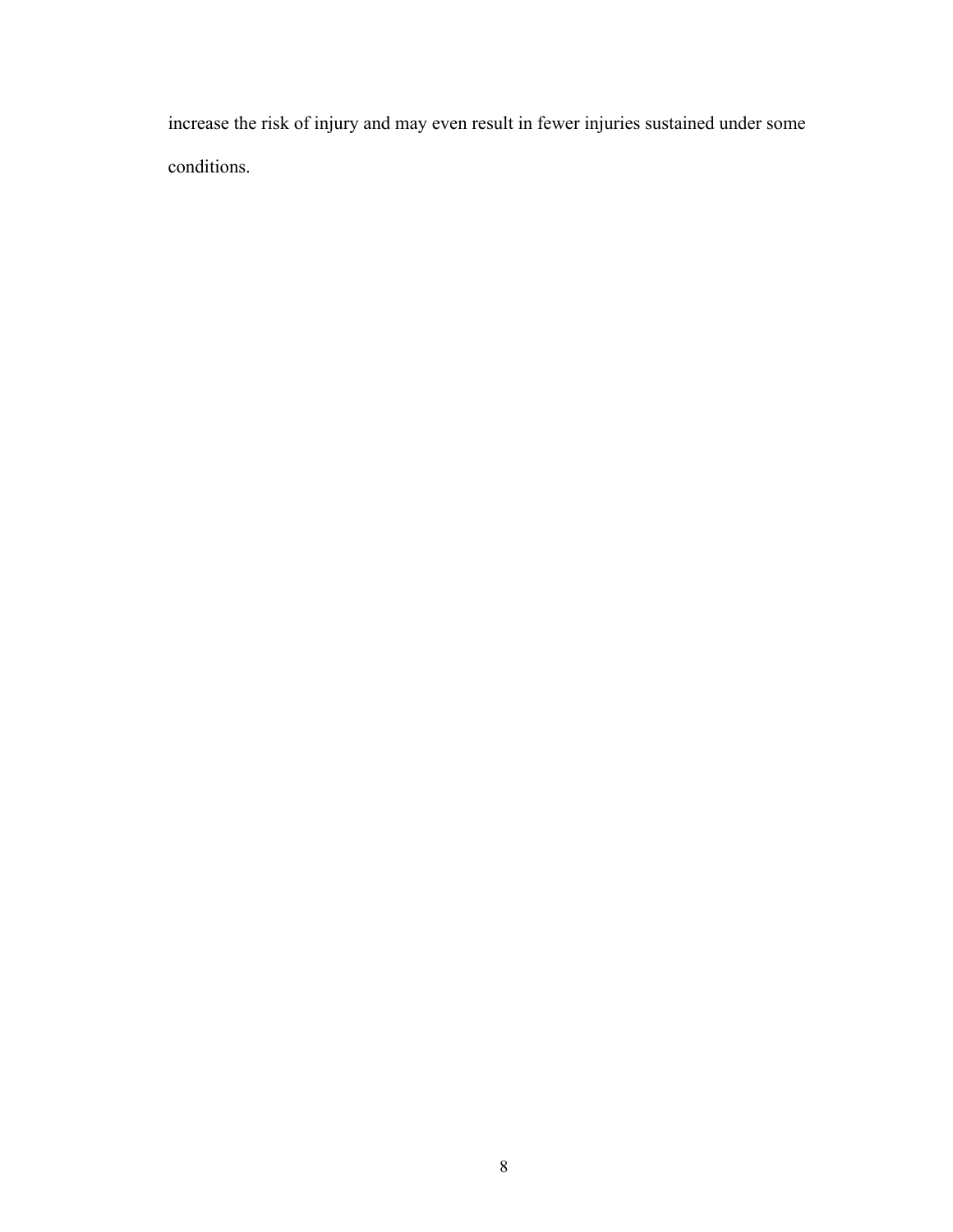increase the risk of injury and may even result in fewer injuries sustained under some conditions.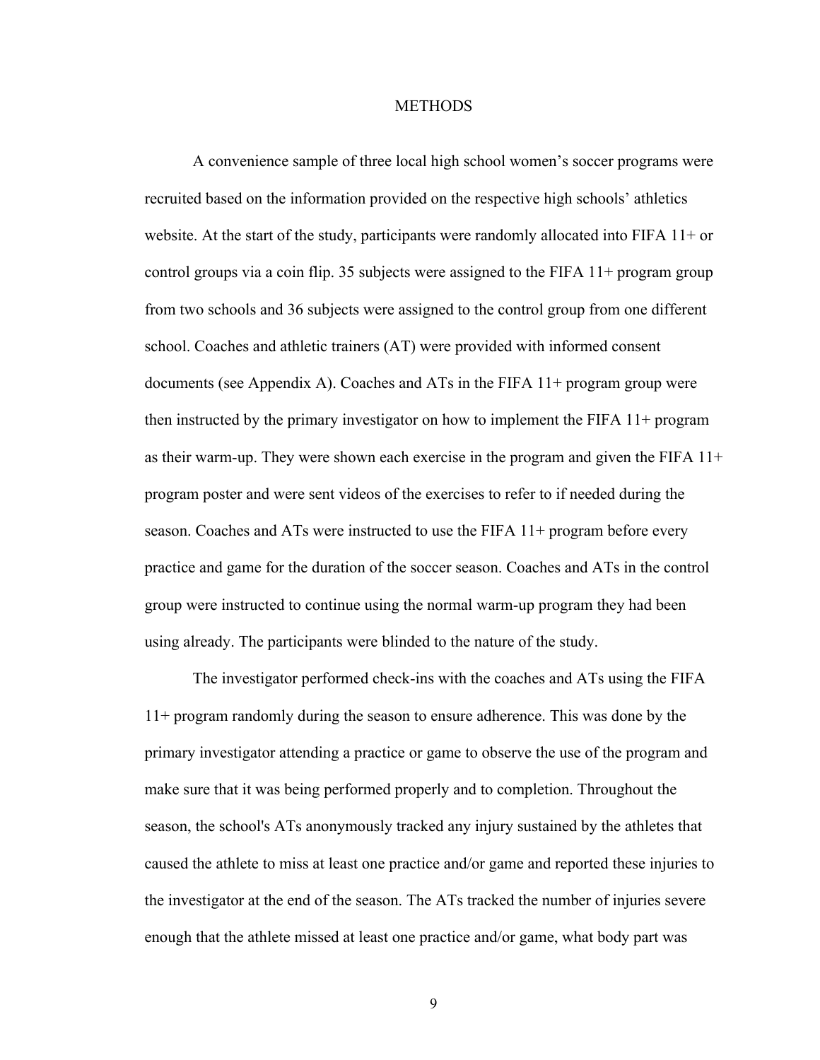# METHODS

A convenience sample of three local high school women's soccer programs were recruited based on the information provided on the respective high schools' athletics website. At the start of the study, participants were randomly allocated into FIFA 11+ or control groups via a coin flip. 35 subjects were assigned to the FIFA 11+ program group from two schools and 36 subjects were assigned to the control group from one different school. Coaches and athletic trainers (AT) were provided with informed consent documents (see Appendix A). Coaches and ATs in the FIFA 11+ program group were then instructed by the primary investigator on how to implement the FIFA 11+ program as their warm-up. They were shown each exercise in the program and given the FIFA 11+ program poster and were sent videos of the exercises to refer to if needed during the season. Coaches and ATs were instructed to use the FIFA 11+ program before every practice and game for the duration of the soccer season. Coaches and ATs in the control group were instructed to continue using the normal warm-up program they had been using already. The participants were blinded to the nature of the study.

The investigator performed check-ins with the coaches and ATs using the FIFA 11+ program randomly during the season to ensure adherence. This was done by the primary investigator attending a practice or game to observe the use of the program and make sure that it was being performed properly and to completion. Throughout the season, the school's ATs anonymously tracked any injury sustained by the athletes that caused the athlete to miss at least one practice and/or game and reported these injuries to the investigator at the end of the season. The ATs tracked the number of injuries severe enough that the athlete missed at least one practice and/or game, what body part was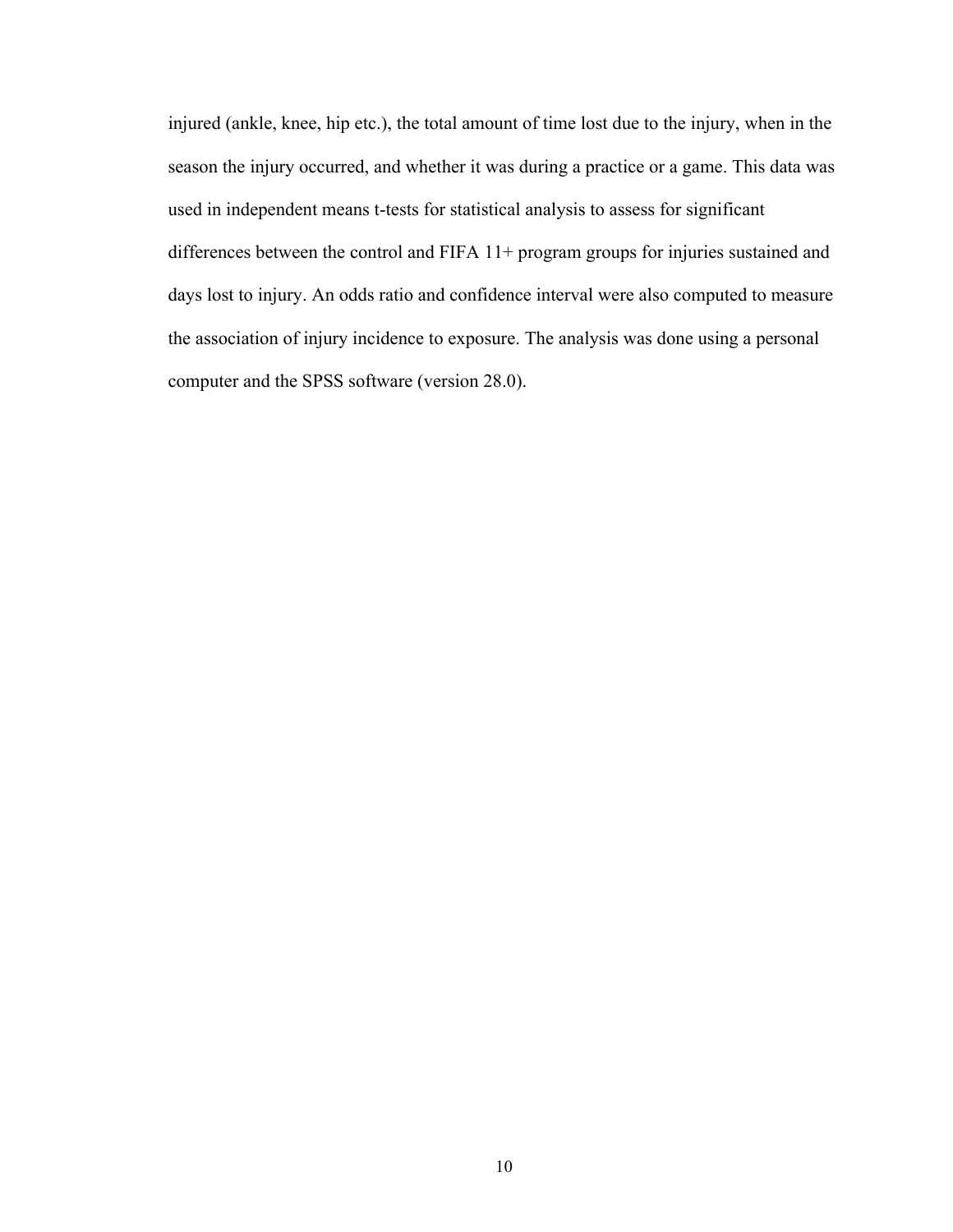injured (ankle, knee, hip etc.), the total amount of time lost due to the injury, when in the season the injury occurred, and whether it was during a practice or a game. This data was used in independent means t-tests for statistical analysis to assess for significant differences between the control and FIFA 11+ program groups for injuries sustained and days lost to injury. An odds ratio and confidence interval were also computed to measure the association of injury incidence to exposure. The analysis was done using a personal computer and the SPSS software (version 28.0).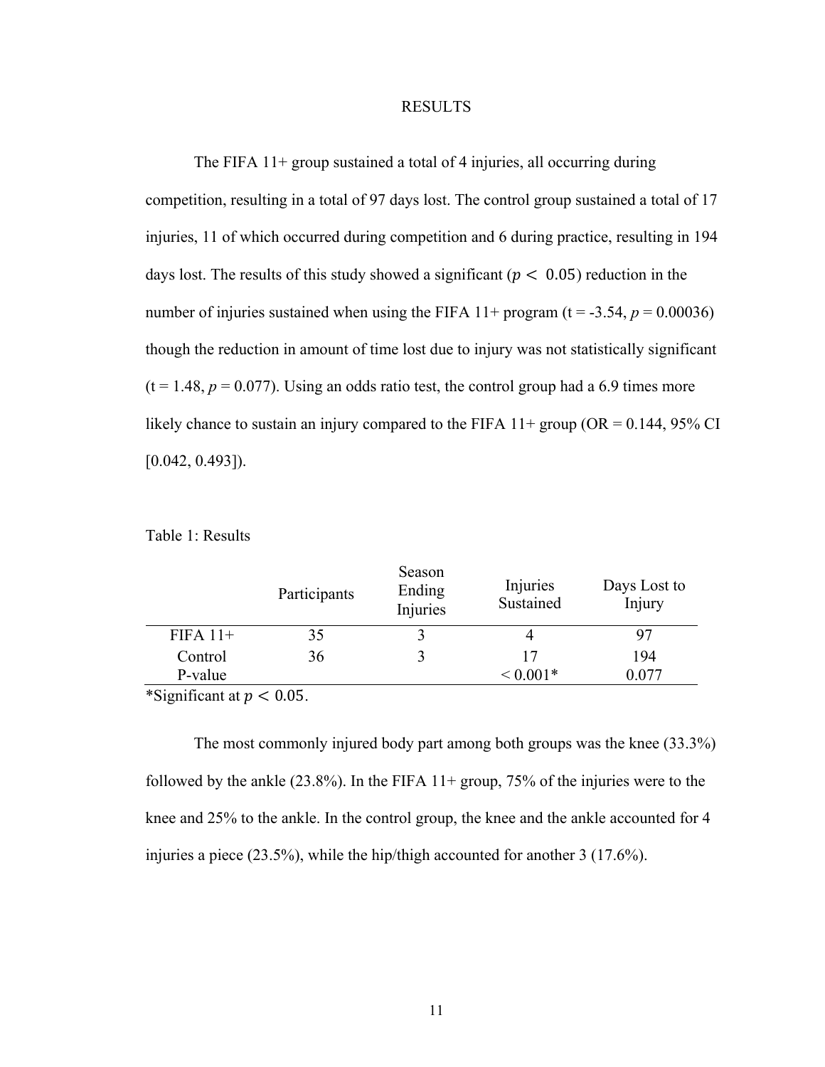# RESULTS

The FIFA 11+ group sustained a total of 4 injuries, all occurring during competition, resulting in a total of 97 days lost. The control group sustained a total of 17 injuries, 11 of which occurred during competition and 6 during practice, resulting in 194 days lost. The results of this study showed a significant ($p < 0.05$) reduction in the number of injuries sustained when using the FIFA 11+ program (t = -3.54, *p* = 0.00036) though the reduction in amount of time lost due to injury was not statistically significant (t = 1.48, *p* = 0.077). Using an odds ratio test, the control group had a 6.9 times more likely chance to sustain an injury compared to the FIFA 11+ group (OR = 0.144, 95% CI [0.042, 0.493]).

Table 1: Results

| | Participants | Season Ending Injuries | Injuries Sustained | Days Lost to Injury |
|---|---|---|---|---|
| FIFA 11+ | 35 | 3 | 4 | 97 |
| Control | 36 | 3 | 17 | 194 |
| P-value | | | < 0.001* | 0.077 |

*Significant at $p < 0.05$.

The most commonly injured body part among both groups was the knee (33.3%) followed by the ankle (23.8%). In the FIFA 11+ group, 75% of the injuries were to the knee and 25% to the ankle. In the control group, the knee and the ankle accounted for 4 injuries a piece (23.5%), while the hip/thigh accounted for another 3 (17.6%).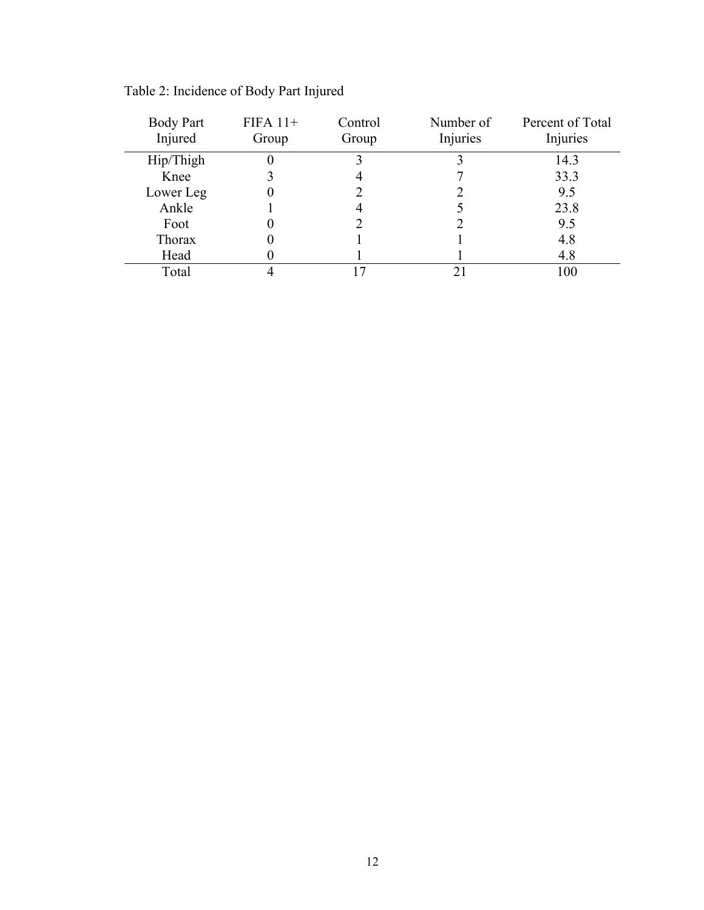Table 2: Incidence of Body Part Injured

| Body Part Injured | FIFA 11+ Group | Control Group | Number of Injuries | Percent of Total Injuries |
|---|---|---|---|---|
| Hip/Thigh | 0 | 3 | 3 | 14.3 |
| Knee | 3 | 4 | 7 | 33.3 |
| Lower Leg | 0 | 2 | 2 | 9.5 |
| Ankle | 1 | 4 | 5 | 23.8 |
| Foot | 0 | 2 | 2 | 9.5 |
| Thorax | 0 | 1 | 1 | 4.8 |
| Head | 0 | 1 | 1 | 4.8 |
| Total | 4 | 17 | 21 | 100 |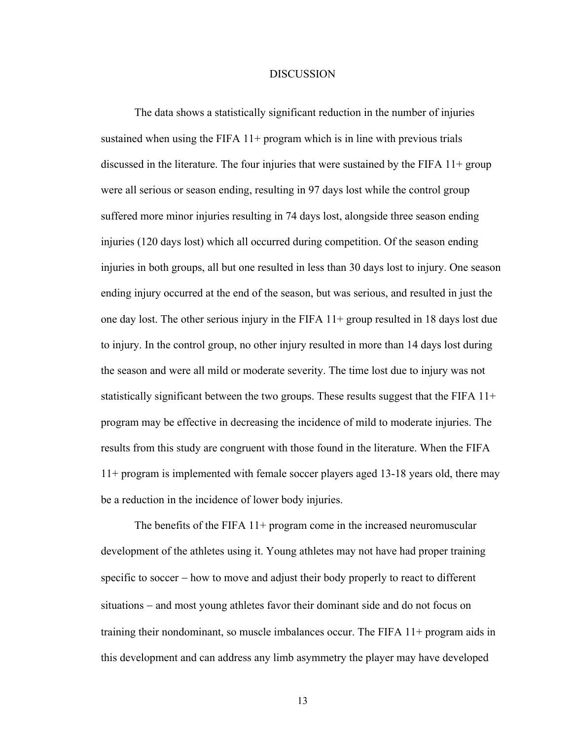# DISCUSSION

The data shows a statistically significant reduction in the number of injuries sustained when using the FIFA 11+ program which is in line with previous trials discussed in the literature. The four injuries that were sustained by the FIFA 11+ group were all serious or season ending, resulting in 97 days lost while the control group suffered more minor injuries resulting in 74 days lost, alongside three season ending injuries (120 days lost) which all occurred during competition. Of the season ending injuries in both groups, all but one resulted in less than 30 days lost to injury. One season ending injury occurred at the end of the season, but was serious, and resulted in just the one day lost. The other serious injury in the FIFA 11+ group resulted in 18 days lost due to injury. In the control group, no other injury resulted in more than 14 days lost during the season and were all mild or moderate severity. The time lost due to injury was not statistically significant between the two groups. These results suggest that the FIFA 11+ program may be effective in decreasing the incidence of mild to moderate injuries. The results from this study are congruent with those found in the literature. When the FIFA 11+ program is implemented with female soccer players aged 13-18 years old, there may be a reduction in the incidence of lower body injuries.

The benefits of the FIFA 11+ program come in the increased neuromuscular development of the athletes using it. Young athletes may not have had proper training specific to soccer – how to move and adjust their body properly to react to different situations – and most young athletes favor their dominant side and do not focus on training their nondominant, so muscle imbalances occur. The FIFA 11+ program aids in this development and can address any limb asymmetry the player may have developed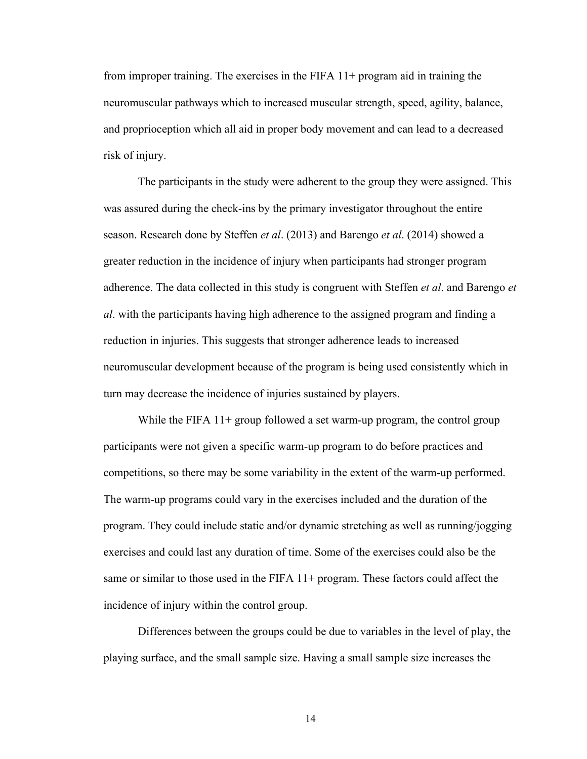from improper training. The exercises in the FIFA 11+ program aid in training the neuromuscular pathways which to increased muscular strength, speed, agility, balance, and proprioception which all aid in proper body movement and can lead to a decreased risk of injury.

The participants in the study were adherent to the group they were assigned. This was assured during the check-ins by the primary investigator throughout the entire season. Research done by Steffen *et al*. (2013) and Barengo *et al*. (2014) showed a greater reduction in the incidence of injury when participants had stronger program adherence. The data collected in this study is congruent with Steffen *et al*. and Barengo *et al*. with the participants having high adherence to the assigned program and finding a reduction in injuries. This suggests that stronger adherence leads to increased neuromuscular development because of the program is being used consistently which in turn may decrease the incidence of injuries sustained by players.

While the FIFA 11+ group followed a set warm-up program, the control group participants were not given a specific warm-up program to do before practices and competitions, so there may be some variability in the extent of the warm-up performed. The warm-up programs could vary in the exercises included and the duration of the program. They could include static and/or dynamic stretching as well as running/jogging exercises and could last any duration of time. Some of the exercises could also be the same or similar to those used in the FIFA 11+ program. These factors could affect the incidence of injury within the control group.

Differences between the groups could be due to variables in the level of play, the playing surface, and the small sample size. Having a small sample size increases the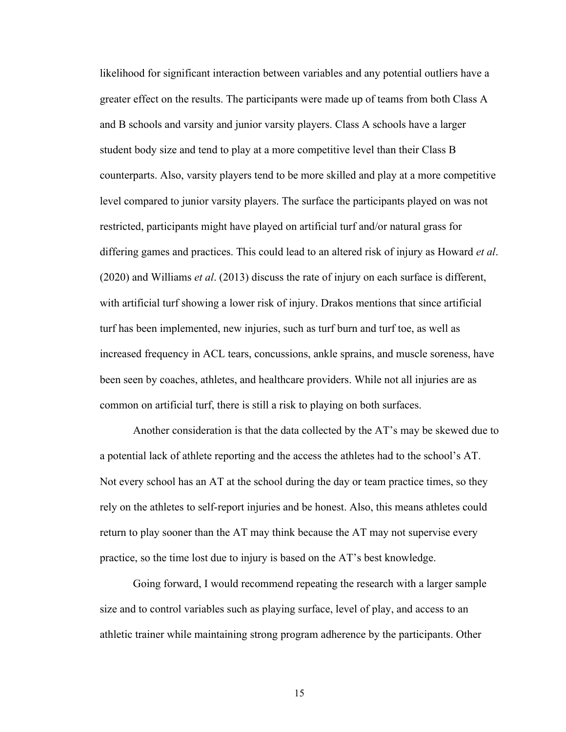likelihood for significant interaction between variables and any potential outliers have a greater effect on the results. The participants were made up of teams from both Class A and B schools and varsity and junior varsity players. Class A schools have a larger student body size and tend to play at a more competitive level than their Class B counterparts. Also, varsity players tend to be more skilled and play at a more competitive level compared to junior varsity players. The surface the participants played on was not restricted, participants might have played on artificial turf and/or natural grass for differing games and practices. This could lead to an altered risk of injury as Howard *et al*. (2020) and Williams *et al*. (2013) discuss the rate of injury on each surface is different, with artificial turf showing a lower risk of injury. Drakos mentions that since artificial turf has been implemented, new injuries, such as turf burn and turf toe, as well as increased frequency in ACL tears, concussions, ankle sprains, and muscle soreness, have been seen by coaches, athletes, and healthcare providers. While not all injuries are as common on artificial turf, there is still a risk to playing on both surfaces.

Another consideration is that the data collected by the AT's may be skewed due to a potential lack of athlete reporting and the access the athletes had to the school's AT. Not every school has an AT at the school during the day or team practice times, so they rely on the athletes to self-report injuries and be honest. Also, this means athletes could return to play sooner than the AT may think because the AT may not supervise every practice, so the time lost due to injury is based on the AT's best knowledge.

Going forward, I would recommend repeating the research with a larger sample size and to control variables such as playing surface, level of play, and access to an athletic trainer while maintaining strong program adherence by the participants. Other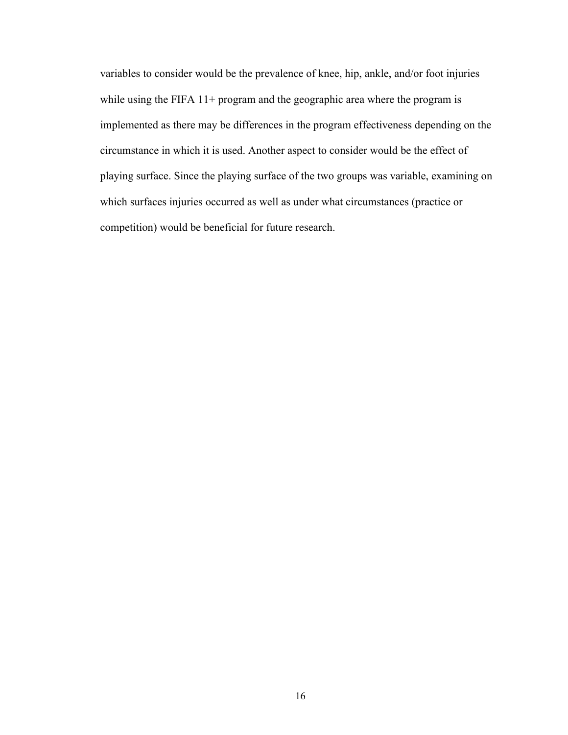variables to consider would be the prevalence of knee, hip, ankle, and/or foot injuries while using the FIFA 11+ program and the geographic area where the program is implemented as there may be differences in the program effectiveness depending on the circumstance in which it is used. Another aspect to consider would be the effect of playing surface. Since the playing surface of the two groups was variable, examining on which surfaces injuries occurred as well as under what circumstances (practice or competition) would be beneficial for future research.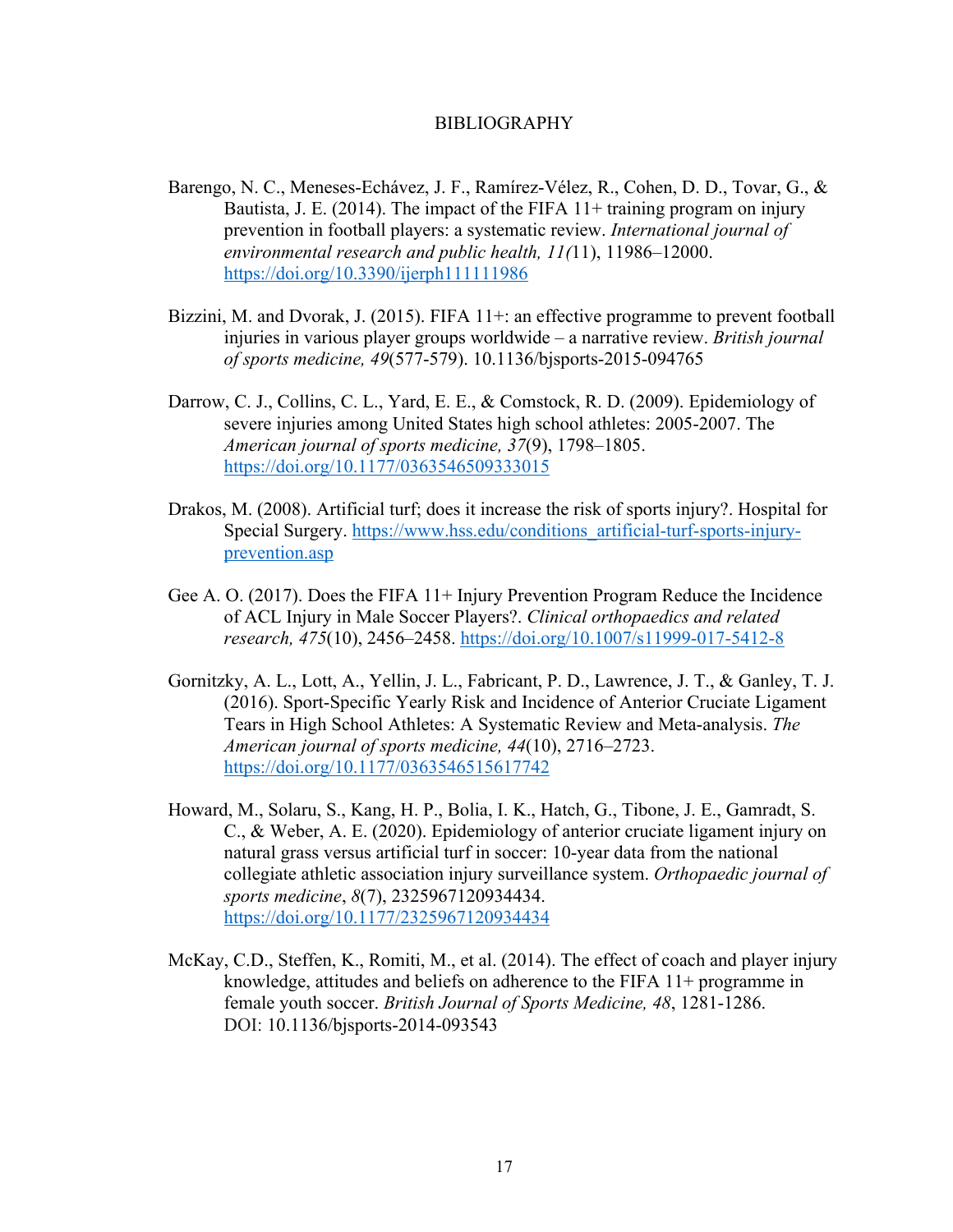# BIBLIOGRAPHY

Barengo, N. C., Meneses-Echávez, J. F., Ramírez-Vélez, R., Cohen, D. D., Tovar, G., & Bautista, J. E. (2014). The impact of the FIFA 11+ training program on injury prevention in football players: a systematic review. *International journal of environmental research and public health, 11(*11), 11986–12000. https://doi.org/10.3390/ijerph111111986

Bizzini, M. and Dvorak, J. (2015). FIFA 11+: an effective programme to prevent football injuries in various player groups worldwide – a narrative review. *British journal of sports medicine, 49*(577-579). 10.1136/bjsports-2015-094765

Darrow, C. J., Collins, C. L., Yard, E. E., & Comstock, R. D. (2009). Epidemiology of severe injuries among United States high school athletes: 2005-2007. The *American journal of sports medicine, 37*(9), 1798–1805. https://doi.org/10.1177/0363546509333015

Drakos, M. (2008). Artificial turf; does it increase the risk of sports injury?. Hospital for Special Surgery. https://www.hss.edu/conditions_artificial-turf-sports-injury-prevention.asp

Gee A. O. (2017). Does the FIFA 11+ Injury Prevention Program Reduce the Incidence of ACL Injury in Male Soccer Players?. *Clinical orthopaedics and related research, 475*(10), 2456–2458. https://doi.org/10.1007/s11999-017-5412-8

Gornitzky, A. L., Lott, A., Yellin, J. L., Fabricant, P. D., Lawrence, J. T., & Ganley, T. J. (2016). Sport-Specific Yearly Risk and Incidence of Anterior Cruciate Ligament Tears in High School Athletes: A Systematic Review and Meta-analysis. *The American journal of sports medicine, 44*(10), 2716–2723. https://doi.org/10.1177/0363546515617742

Howard, M., Solaru, S., Kang, H. P., Bolia, I. K., Hatch, G., Tibone, J. E., Gamradt, S. C., & Weber, A. E. (2020). Epidemiology of anterior cruciate ligament injury on natural grass versus artificial turf in soccer: 10-year data from the national collegiate athletic association injury surveillance system. *Orthopaedic journal of sports medicine*, *8*(7), 2325967120934434. https://doi.org/10.1177/2325967120934434

McKay, C.D., Steffen, K., Romiti, M., et al. (2014). The effect of coach and player injury knowledge, attitudes and beliefs on adherence to the FIFA 11+ programme in female youth soccer. *British Journal of Sports Medicine, 48*, 1281-1286. DOI: 10.1136/bjsports-2014-093543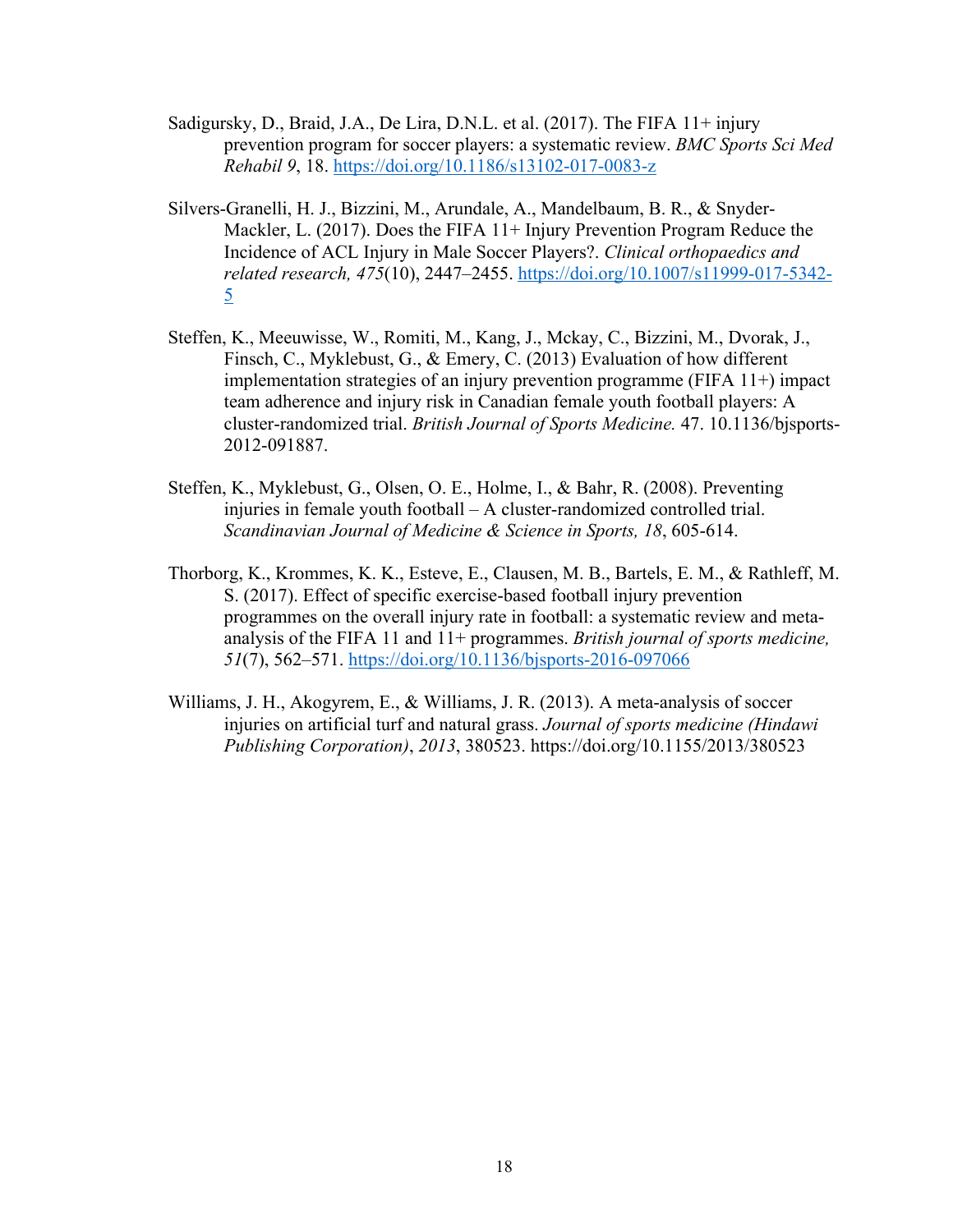Sadigursky, D., Braid, J.A., De Lira, D.N.L. et al. (2017). The FIFA 11+ injury prevention program for soccer players: a systematic review. *BMC Sports Sci Med Rehabil 9*, 18. https://doi.org/10.1186/s13102-017-0083-z

Silvers-Granelli, H. J., Bizzini, M., Arundale, A., Mandelbaum, B. R., & Snyder-Mackler, L. (2017). Does the FIFA 11+ Injury Prevention Program Reduce the Incidence of ACL Injury in Male Soccer Players?. *Clinical orthopaedics and related research, 475*(10), 2447–2455. https://doi.org/10.1007/s11999-017-5342-5

Steffen, K., Meeuwisse, W., Romiti, M., Kang, J., Mckay, C., Bizzini, M., Dvorak, J., Finsch, C., Myklebust, G., & Emery, C. (2013) Evaluation of how different implementation strategies of an injury prevention programme (FIFA 11+) impact team adherence and injury risk in Canadian female youth football players: A cluster-randomized trial. *British Journal of Sports Medicine.* 47. 10.1136/bjsports-2012-091887.

Steffen, K., Myklebust, G., Olsen, O. E., Holme, I., & Bahr, R. (2008). Preventing injuries in female youth football – A cluster-randomized controlled trial. *Scandinavian Journal of Medicine & Science in Sports, 18*, 605-614.

Thorborg, K., Krommes, K. K., Esteve, E., Clausen, M. B., Bartels, E. M., & Rathleff, M. S. (2017). Effect of specific exercise-based football injury prevention programmes on the overall injury rate in football: a systematic review and meta-analysis of the FIFA 11 and 11+ programmes. *British journal of sports medicine, 51*(7), 562–571. https://doi.org/10.1136/bjsports-2016-097066

Williams, J. H., Akogyrem, E., & Williams, J. R. (2013). A meta-analysis of soccer injuries on artificial turf and natural grass. *Journal of sports medicine (Hindawi Publishing Corporation)*, *2013*, 380523. https://doi.org/10.1155/2013/380523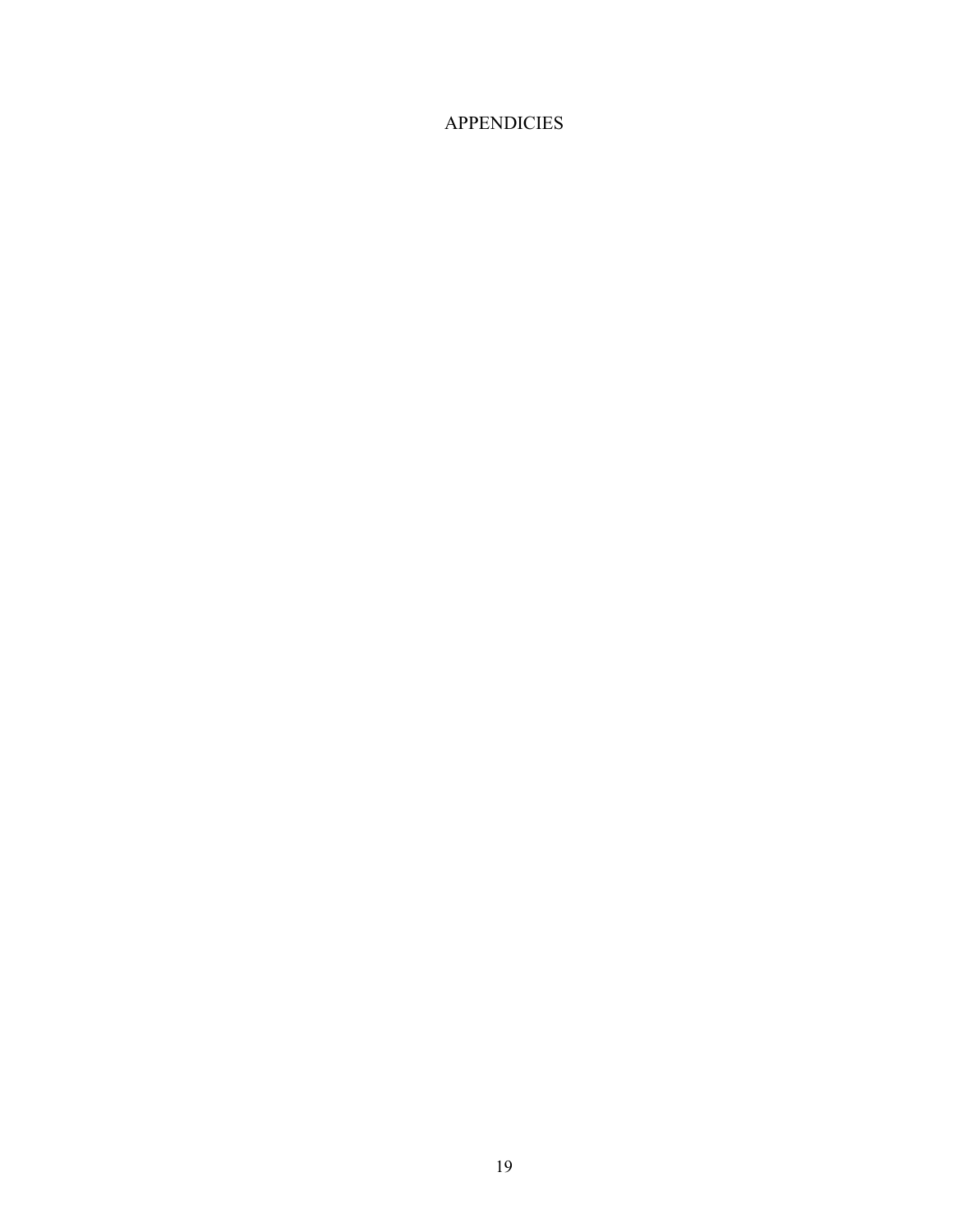# APPENDICIES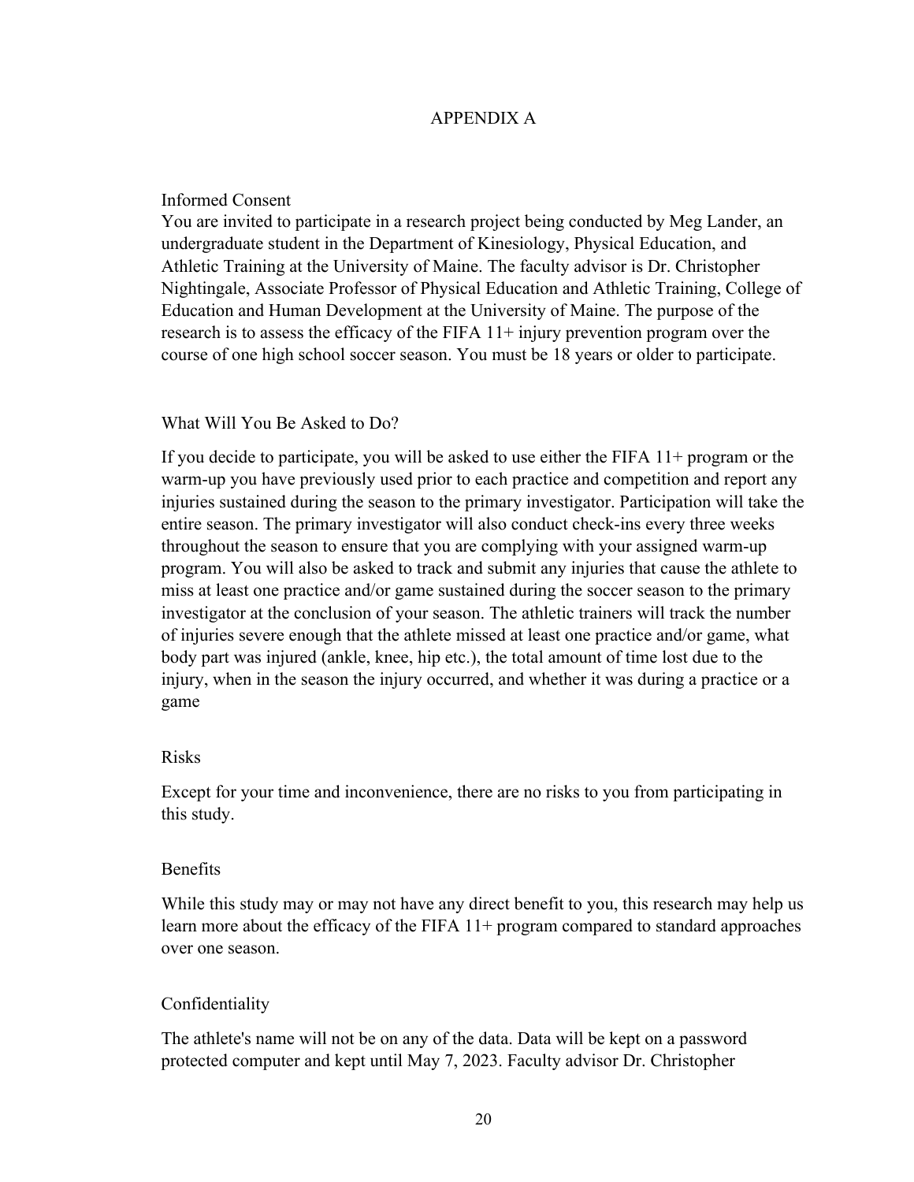# APPENDIX A

## Informed Consent

You are invited to participate in a research project being conducted by Meg Lander, an undergraduate student in the Department of Kinesiology, Physical Education, and Athletic Training at the University of Maine. The faculty advisor is Dr. Christopher Nightingale, Associate Professor of Physical Education and Athletic Training, College of Education and Human Development at the University of Maine. The purpose of the research is to assess the efficacy of the FIFA 11+ injury prevention program over the course of one high school soccer season. You must be 18 years or older to participate.

## What Will You Be Asked to Do?

If you decide to participate, you will be asked to use either the FIFA 11+ program or the warm-up you have previously used prior to each practice and competition and report any injuries sustained during the season to the primary investigator. Participation will take the entire season. The primary investigator will also conduct check-ins every three weeks throughout the season to ensure that you are complying with your assigned warm-up program. You will also be asked to track and submit any injuries that cause the athlete to miss at least one practice and/or game sustained during the soccer season to the primary investigator at the conclusion of your season. The athletic trainers will track the number of injuries severe enough that the athlete missed at least one practice and/or game, what body part was injured (ankle, knee, hip etc.), the total amount of time lost due to the injury, when in the season the injury occurred, and whether it was during a practice or a game

## Risks

Except for your time and inconvenience, there are no risks to you from participating in this study.

## Benefits

While this study may or may not have any direct benefit to you, this research may help us learn more about the efficacy of the FIFA 11+ program compared to standard approaches over one season.

## Confidentiality

The athlete's name will not be on any of the data. Data will be kept on a password protected computer and kept until May 7, 2023. Faculty advisor Dr. Christopher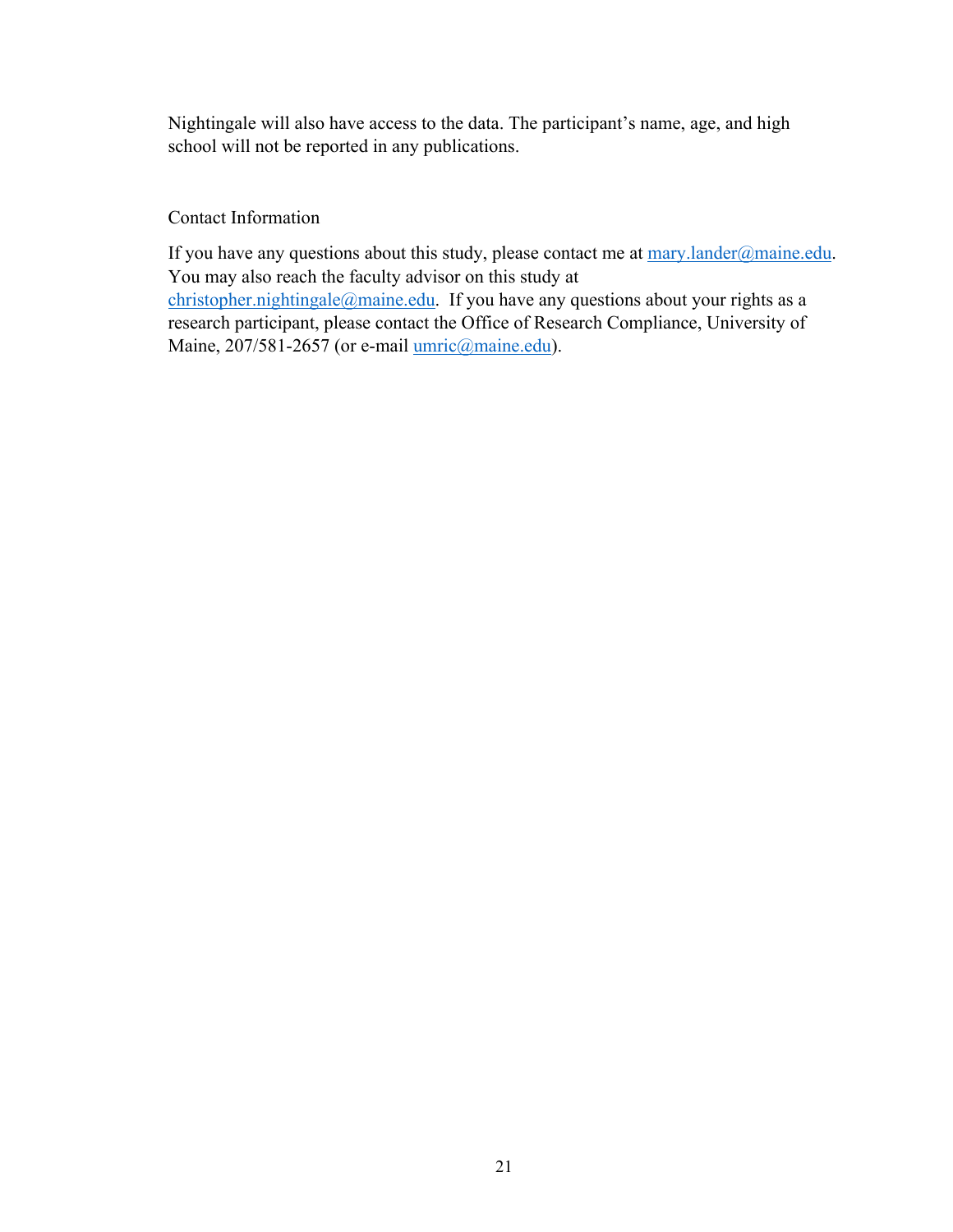Nightingale will also have access to the data. The participant's name, age, and high school will not be reported in any publications.

Contact Information

If you have any questions about this study, please contact me at mary.lander@maine.edu. You may also reach the faculty advisor on this study at christopher.nightingale@maine.edu. If you have any questions about your rights as a research participant, please contact the Office of Research Compliance, University of Maine, 207/581-2657 (or e-mail umric@maine.edu).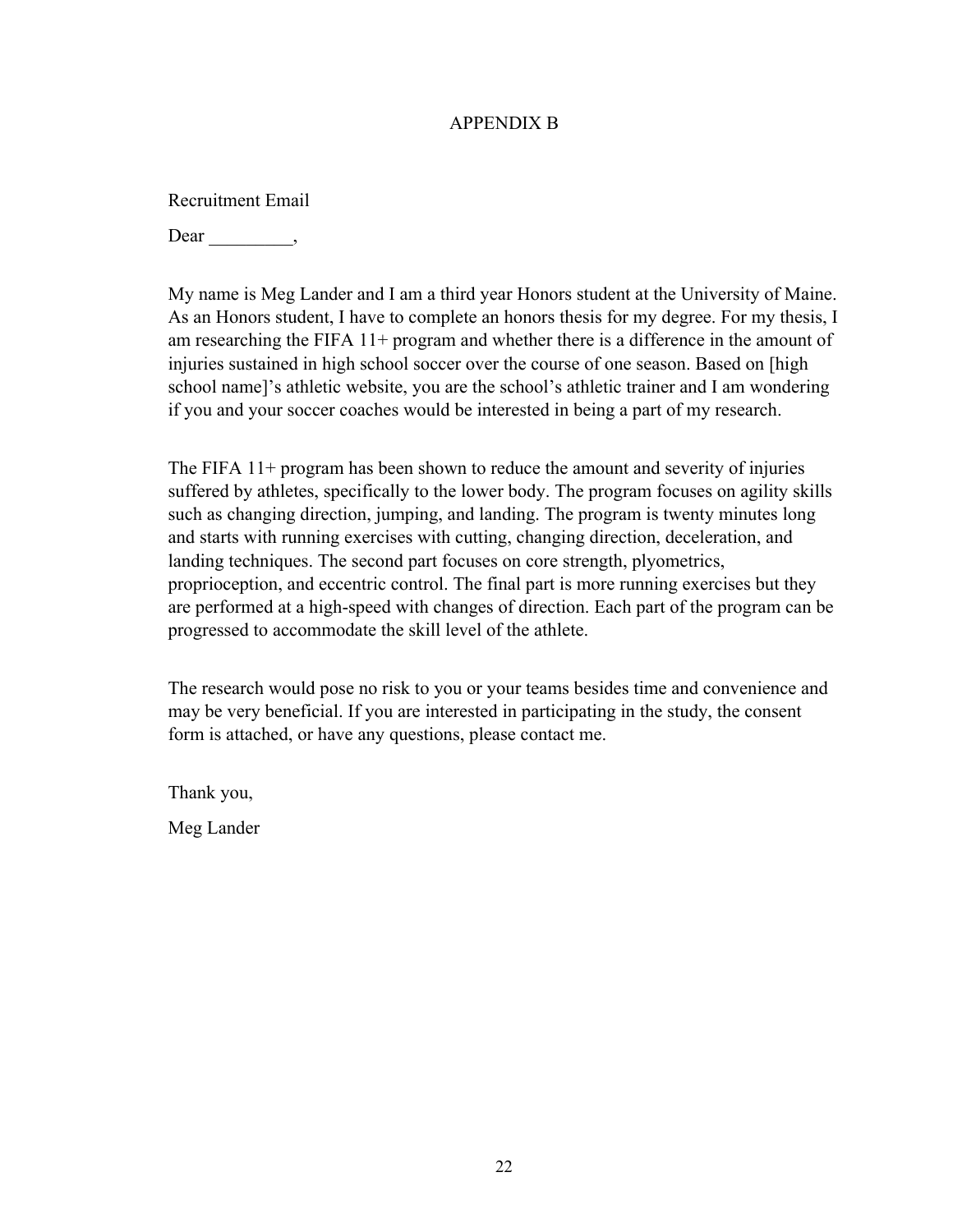# APPENDIX B

Recruitment Email

Dear _________,

My name is Meg Lander and I am a third year Honors student at the University of Maine. As an Honors student, I have to complete an honors thesis for my degree. For my thesis, I am researching the FIFA 11+ program and whether there is a difference in the amount of injuries sustained in high school soccer over the course of one season. Based on [high school name]'s athletic website, you are the school's athletic trainer and I am wondering if you and your soccer coaches would be interested in being a part of my research.

The FIFA 11+ program has been shown to reduce the amount and severity of injuries suffered by athletes, specifically to the lower body. The program focuses on agility skills such as changing direction, jumping, and landing. The program is twenty minutes long and starts with running exercises with cutting, changing direction, deceleration, and landing techniques. The second part focuses on core strength, plyometrics, proprioception, and eccentric control. The final part is more running exercises but they are performed at a high-speed with changes of direction. Each part of the program can be progressed to accommodate the skill level of the athlete.

The research would pose no risk to you or your teams besides time and convenience and may be very beneficial. If you are interested in participating in the study, the consent form is attached, or have any questions, please contact me.

Thank you,

Meg Lander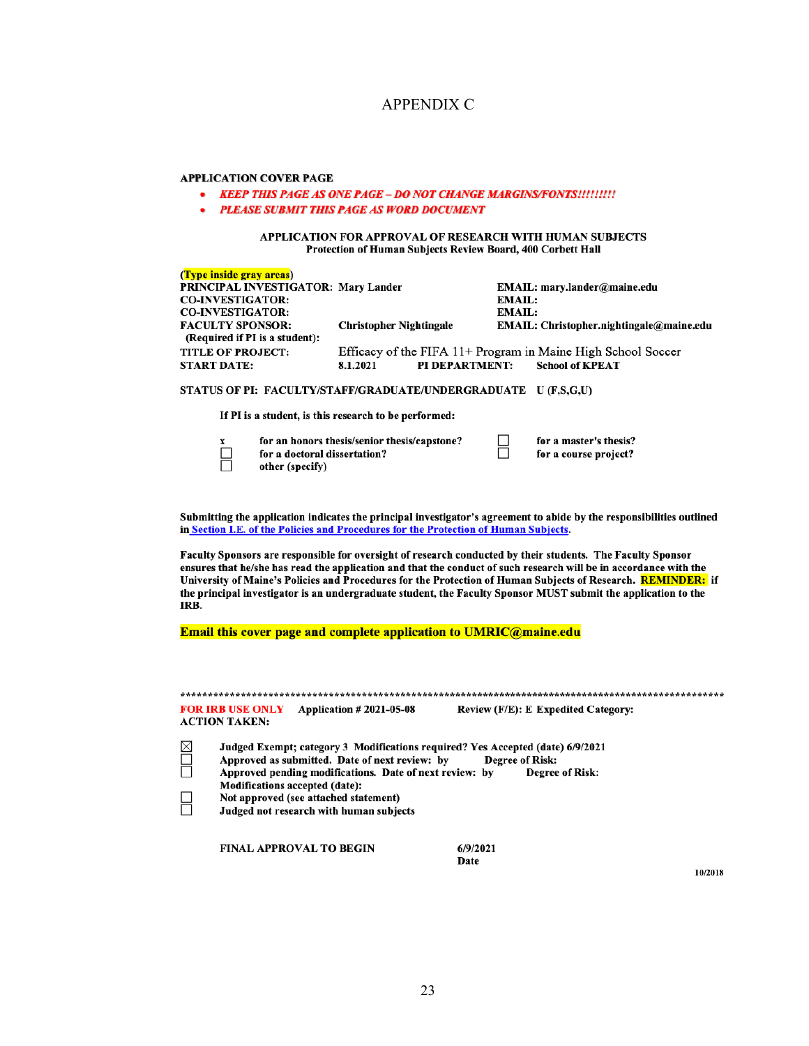# APPENDIX C

**APPLICATION COVER PAGE**

- ***KEEP THIS PAGE AS ONE PAGE – DO NOT CHANGE MARGINS/FONTS!!!!!!!!!***
- ***PLEASE SUBMIT THIS PAGE AS WORD DOCUMENT***

**APPLICATION FOR APPROVAL OF RESEARCH WITH HUMAN SUBJECTS**
**Protection of Human Subjects Review Board, 400 Corbett Hall**

**(Type inside gray areas)**

| | | |
|---|---|---|
| **PRINCIPAL INVESTIGATOR:** | Mary Lander | **EMAIL:** mary.lander@maine.edu |
| **CO-INVESTIGATOR:** | | **EMAIL:** |
| **CO-INVESTIGATOR:** | | **EMAIL:** |
| **FACULTY SPONSOR:** (Required if PI is a student): | Christopher Nightingale | **EMAIL:** Christopher.nightingale@maine.edu |
| **TITLE OF PROJECT:** | Efficacy of the FIFA 11+ Program in Maine High School Soccer | |
| **START DATE:** | 8.1.2021 **PI DEPARTMENT:** | School of KPEAT |

**STATUS OF PI: FACULTY/STAFF/GRADUATE/UNDERGRADUATE** U **(F,S,G,U)**

**If PI is a student, is this research to be performed:**

- x **for an honors thesis/senior thesis/capstone?**
- ☐ **for a master's thesis?**
- ☐ **for a doctoral dissertation?**
- ☐ **for a course project?**
- ☐ **other (specify)**

**Submitting the application indicates the principal investigator's agreement to abide by the responsibilities outlined in Section I.E. of the Policies and Procedures for the Protection of Human Subjects.**

**Faculty Sponsors are responsible for oversight of research conducted by their students. The Faculty Sponsor ensures that he/she has read the application and that the conduct of such research will be in accordance with the University of Maine's Policies and Procedures for the Protection of Human Subjects of Research. REMINDER: if the principal investigator is an undergraduate student, the Faculty Sponsor MUST submit the application to the IRB.**

**Email this cover page and complete application to UMRIC@maine.edu**

\*\*\*\*\*\*\*\*\*\*\*\*\*\*\*\*\*\*\*\*\*\*\*\*\*\*\*\*\*\*\*\*\*\*\*\*\*\*\*\*\*\*\*\*\*\*\*\*\*\*\*\*\*\*\*\*\*\*\*\*\*\*\*\*\*\*\*\*\*\*\*\*\*\*\*\*\*\*\*\*\*\*\*\*\*\*\*\*\*\*\*\*\*\*\*\*\*\*\*\*\*\*\*\*

**FOR IRB USE ONLY** **Application # 2021-05-08** **Review (F/E): E** **Expedited Category:**
**ACTION TAKEN:**

- ☒ **Judged Exempt; category 3 Modifications required? Yes Accepted (date) 6/9/2021**
- ☐ **Approved as submitted. Date of next review: by** **Degree of Risk:**
- ☐ **Approved pending modifications. Date of next review: by** **Degree of Risk:**
  **Modifications accepted (date):**
- ☐ **Not approved (see attached statement)**
- ☐ **Judged not research with human subjects**

**FINAL APPROVAL TO BEGIN** **6/9/2021**
**Date**

10/2018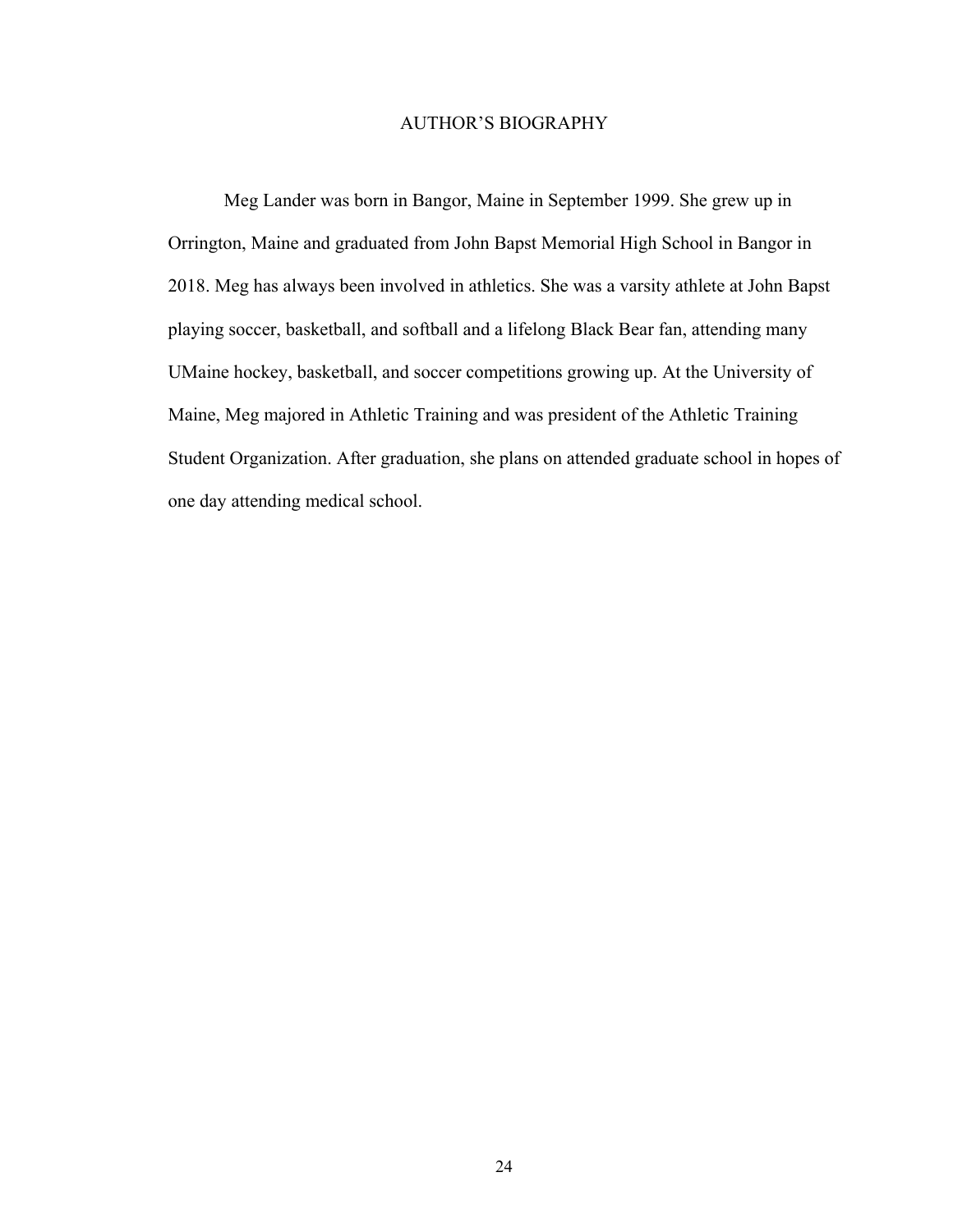# AUTHOR'S BIOGRAPHY

Meg Lander was born in Bangor, Maine in September 1999. She grew up in Orrington, Maine and graduated from John Bapst Memorial High School in Bangor in 2018. Meg has always been involved in athletics. She was a varsity athlete at John Bapst playing soccer, basketball, and softball and a lifelong Black Bear fan, attending many UMaine hockey, basketball, and soccer competitions growing up. At the University of Maine, Meg majored in Athletic Training and was president of the Athletic Training Student Organization. After graduation, she plans on attended graduate school in hopes of one day attending medical school.